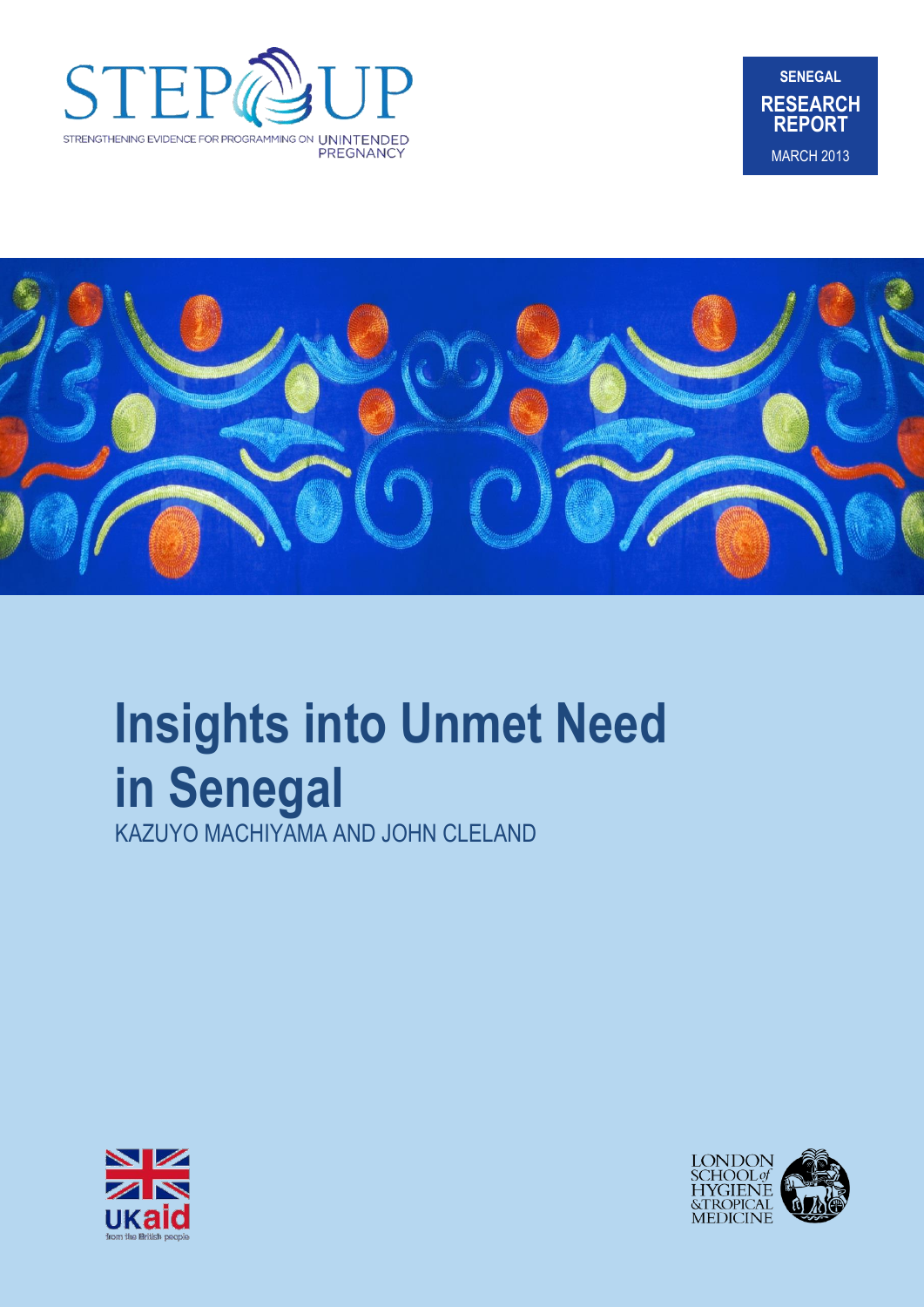STEP UP

STRENGTHENING EVIDENCE FOR PROGRAMMING ON UNINTENDED PREGNANCY

SENEGAL

RESEARCH REPORT

MARCH 2013

# Insights into Unmet Need in Senegal

KAZUYO MACHIYAMA AND JOHN CLELAND

UKaid from the British people

LONDON SCHOOL of HYGIENE & TROPICAL MEDICINE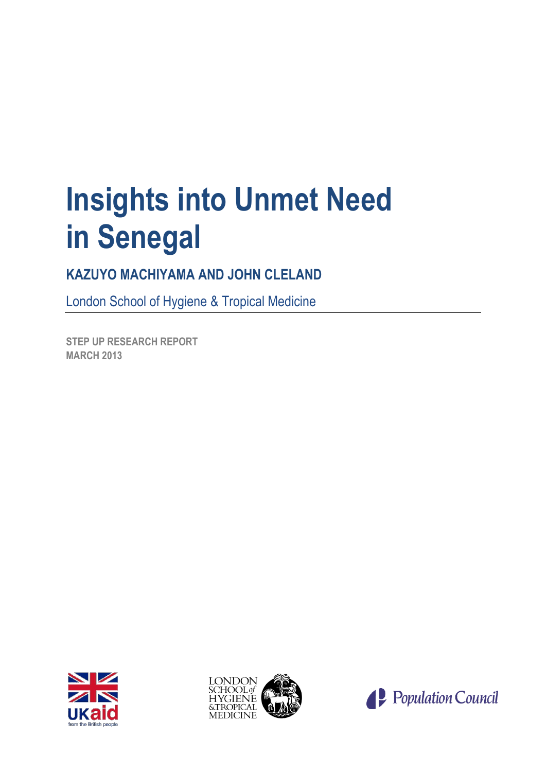# Insights into Unmet Need in Senegal

**KAZUYO MACHIYAMA AND JOHN CLELAND**

London School of Hygiene & Tropical Medicine

---

**STEP UP RESEARCH REPORT**
**MARCH 2013**

UKaid from the British people

LONDON SCHOOL of HYGIENE & TROPICAL MEDICINE

Population Council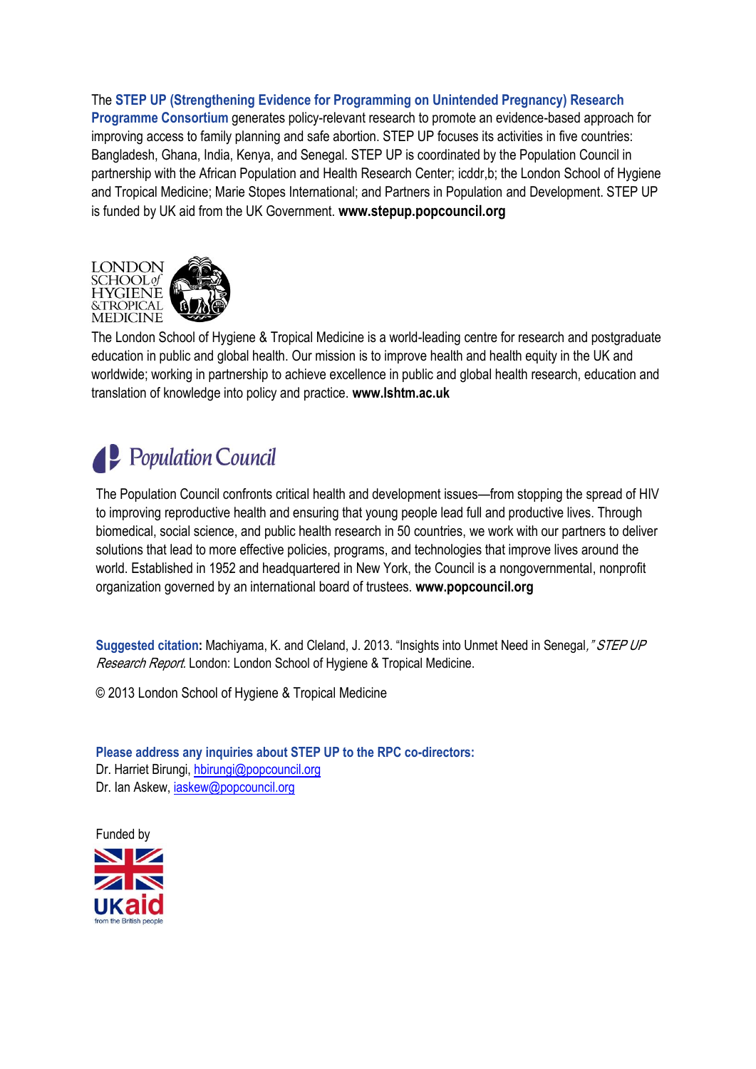The **STEP UP (Strengthening Evidence for Programming on Unintended Pregnancy) Research Programme Consortium** generates policy-relevant research to promote an evidence-based approach for improving access to family planning and safe abortion. STEP UP focuses its activities in five countries: Bangladesh, Ghana, India, Kenya, and Senegal. STEP UP is coordinated by the Population Council in partnership with the African Population and Health Research Center; icddr,b; the London School of Hygiene and Tropical Medicine; Marie Stopes International; and Partners in Population and Development. STEP UP is funded by UK aid from the UK Government. **www.stepup.popcouncil.org**

LONDON SCHOOL of HYGIENE &TROPICAL MEDICINE

The London School of Hygiene & Tropical Medicine is a world-leading centre for research and postgraduate education in public and global health. Our mission is to improve health and health equity in the UK and worldwide; working in partnership to achieve excellence in public and global health research, education and translation of knowledge into policy and practice. **www.lshtm.ac.uk**

Population Council

The Population Council confronts critical health and development issues—from stopping the spread of HIV to improving reproductive health and ensuring that young people lead full and productive lives. Through biomedical, social science, and public health research in 50 countries, we work with our partners to deliver solutions that lead to more effective policies, programs, and technologies that improve lives around the world. Established in 1952 and headquartered in New York, the Council is a nongovernmental, nonprofit organization governed by an international board of trustees. **www.popcouncil.org**

**Suggested citation:** Machiyama, K. and Cleland, J. 2013. "Insights into Unmet Need in Senegal," *STEP UP Research Report*. London: London School of Hygiene & Tropical Medicine.

© 2013 London School of Hygiene & Tropical Medicine

**Please address any inquiries about STEP UP to the RPC co-directors:**
Dr. Harriet Birungi, hbirungi@popcouncil.org
Dr. Ian Askew, iaskew@popcouncil.org

Funded by

UKaid from the British people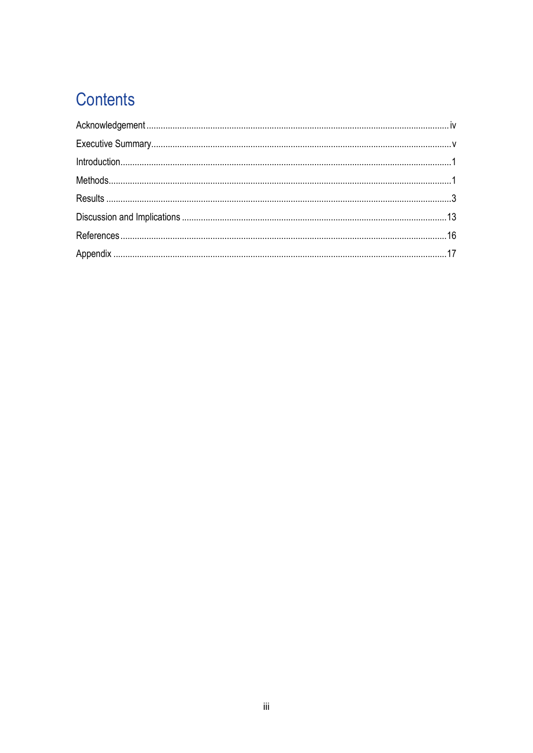# Contents

Acknowledgement .......... iv

Executive Summary .......... v

Introduction .......... 1

Methods .......... 1

Results .......... 3

Discussion and Implications .......... 13

References .......... 16

Appendix .......... 17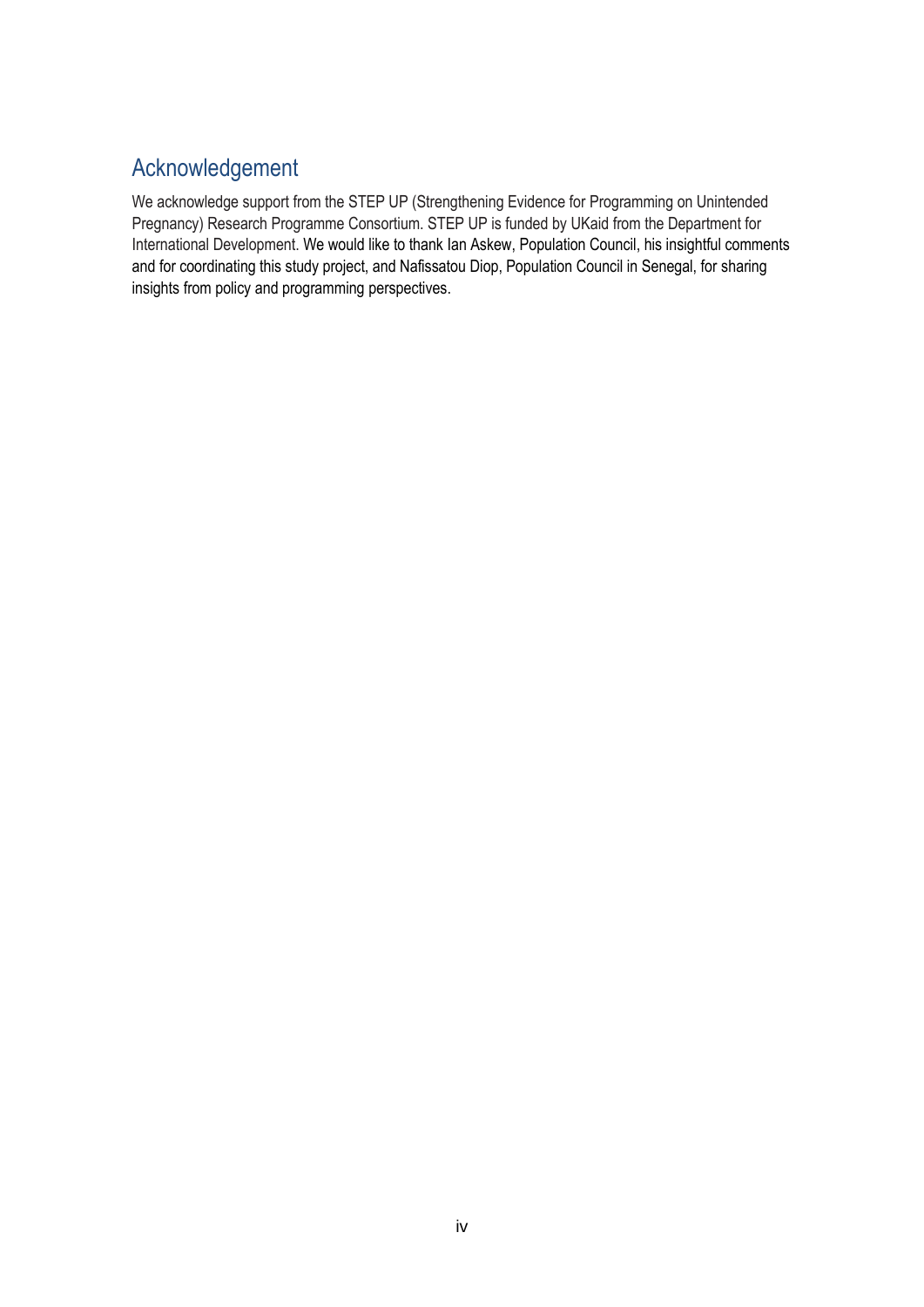## Acknowledgement

We acknowledge support from the STEP UP (Strengthening Evidence for Programming on Unintended Pregnancy) Research Programme Consortium. STEP UP is funded by UKaid from the Department for International Development. We would like to thank Ian Askew, Population Council, his insightful comments and for coordinating this study project, and Nafissatou Diop, Population Council in Senegal, for sharing insights from policy and programming perspectives.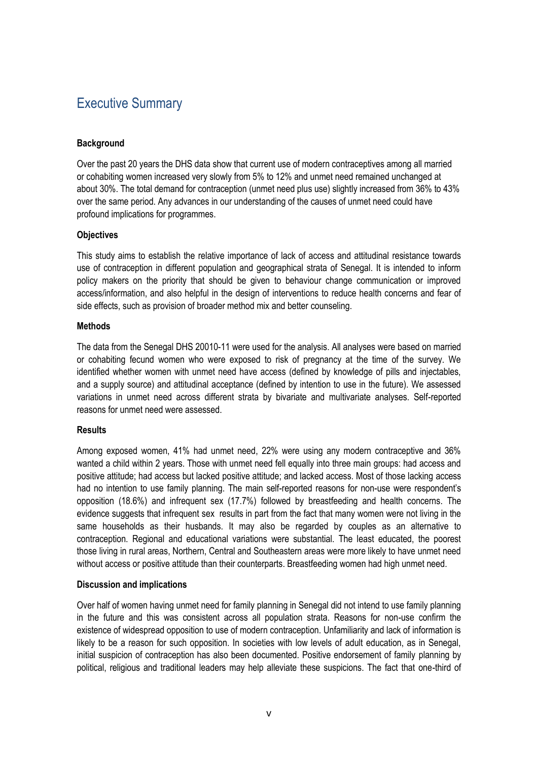# Executive Summary

**Background**

Over the past 20 years the DHS data show that current use of modern contraceptives among all married or cohabiting women increased very slowly from 5% to 12% and unmet need remained unchanged at about 30%. The total demand for contraception (unmet need plus use) slightly increased from 36% to 43% over the same period. Any advances in our understanding of the causes of unmet need could have profound implications for programmes.

**Objectives**

This study aims to establish the relative importance of lack of access and attitudinal resistance towards use of contraception in different population and geographical strata of Senegal. It is intended to inform policy makers on the priority that should be given to behaviour change communication or improved access/information, and also helpful in the design of interventions to reduce health concerns and fear of side effects, such as provision of broader method mix and better counseling.

**Methods**

The data from the Senegal DHS 20010-11 were used for the analysis. All analyses were based on married or cohabiting fecund women who were exposed to risk of pregnancy at the time of the survey. We identified whether women with unmet need have access (defined by knowledge of pills and injectables, and a supply source) and attitudinal acceptance (defined by intention to use in the future). We assessed variations in unmet need across different strata by bivariate and multivariate analyses. Self-reported reasons for unmet need were assessed.

**Results**

Among exposed women, 41% had unmet need, 22% were using any modern contraceptive and 36% wanted a child within 2 years. Those with unmet need fell equally into three main groups: had access and positive attitude; had access but lacked positive attitude; and lacked access. Most of those lacking access had no intention to use family planning. The main self-reported reasons for non-use were respondent's opposition (18.6%) and infrequent sex (17.7%) followed by breastfeeding and health concerns. The evidence suggests that infrequent sex results in part from the fact that many women were not living in the same households as their husbands. It may also be regarded by couples as an alternative to contraception. Regional and educational variations were substantial. The least educated, the poorest those living in rural areas, Northern, Central and Southeastern areas were more likely to have unmet need without access or positive attitude than their counterparts. Breastfeeding women had high unmet need.

**Discussion and implications**

Over half of women having unmet need for family planning in Senegal did not intend to use family planning in the future and this was consistent across all population strata. Reasons for non-use confirm the existence of widespread opposition to use of modern contraception. Unfamiliarity and lack of information is likely to be a reason for such opposition. In societies with low levels of adult education, as in Senegal, initial suspicion of contraception has also been documented. Positive endorsement of family planning by political, religious and traditional leaders may help alleviate these suspicions. The fact that one-third of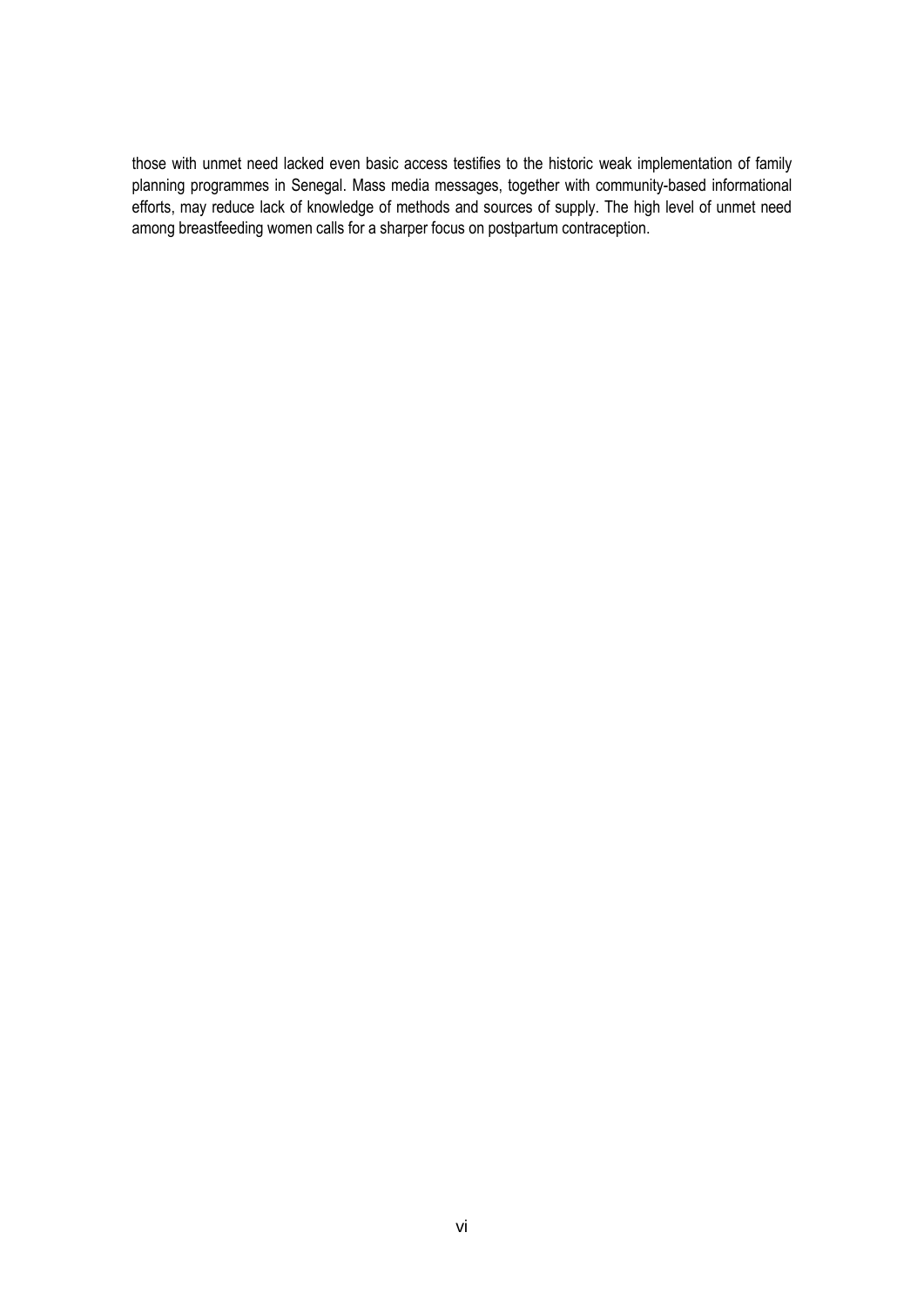those with unmet need lacked even basic access testifies to the historic weak implementation of family planning programmes in Senegal. Mass media messages, together with community-based informational efforts, may reduce lack of knowledge of methods and sources of supply. The high level of unmet need among breastfeeding women calls for a sharper focus on postpartum contraception.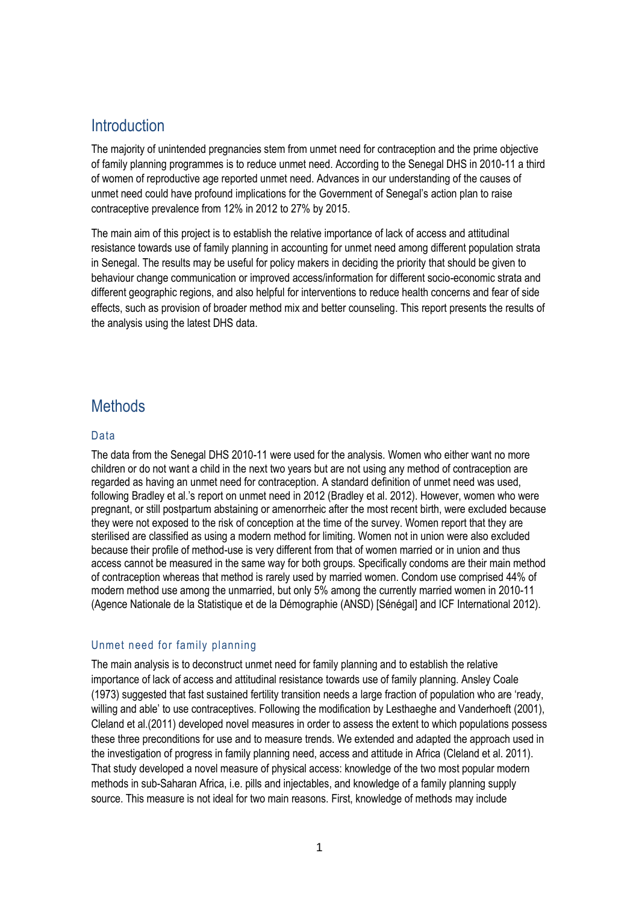# Introduction

The majority of unintended pregnancies stem from unmet need for contraception and the prime objective of family planning programmes is to reduce unmet need. According to the Senegal DHS in 2010-11 a third of women of reproductive age reported unmet need. Advances in our understanding of the causes of unmet need could have profound implications for the Government of Senegal's action plan to raise contraceptive prevalence from 12% in 2012 to 27% by 2015.

The main aim of this project is to establish the relative importance of lack of access and attitudinal resistance towards use of family planning in accounting for unmet need among different population strata in Senegal. The results may be useful for policy makers in deciding the priority that should be given to behaviour change communication or improved access/information for different socio-economic strata and different geographic regions, and also helpful for interventions to reduce health concerns and fear of side effects, such as provision of broader method mix and better counseling. This report presents the results of the analysis using the latest DHS data.

# Methods

## Data

The data from the Senegal DHS 2010-11 were used for the analysis. Women who either want no more children or do not want a child in the next two years but are not using any method of contraception are regarded as having an unmet need for contraception. A standard definition of unmet need was used, following Bradley et al.'s report on unmet need in 2012 (Bradley et al. 2012). However, women who were pregnant, or still postpartum abstaining or amenorrheic after the most recent birth, were excluded because they were not exposed to the risk of conception at the time of the survey. Women report that they are sterilised are classified as using a modern method for limiting. Women not in union were also excluded because their profile of method-use is very different from that of women married or in union and thus access cannot be measured in the same way for both groups. Specifically condoms are their main method of contraception whereas that method is rarely used by married women. Condom use comprised 44% of modern method use among the unmarried, but only 5% among the currently married women in 2010-11 (Agence Nationale de la Statistique et de la Démographie (ANSD) [Sénégal] and ICF International 2012).

## Unmet need for family planning

The main analysis is to deconstruct unmet need for family planning and to establish the relative importance of lack of access and attitudinal resistance towards use of family planning. Ansley Coale (1973) suggested that fast sustained fertility transition needs a large fraction of population who are 'ready, willing and able' to use contraceptives. Following the modification by Lesthaeghe and Vanderhoeft (2001), Cleland et al.(2011) developed novel measures in order to assess the extent to which populations possess these three preconditions for use and to measure trends. We extended and adapted the approach used in the investigation of progress in family planning need, access and attitude in Africa (Cleland et al. 2011). That study developed a novel measure of physical access: knowledge of the two most popular modern methods in sub-Saharan Africa, i.e. pills and injectables, and knowledge of a family planning supply source. This measure is not ideal for two main reasons. First, knowledge of methods may include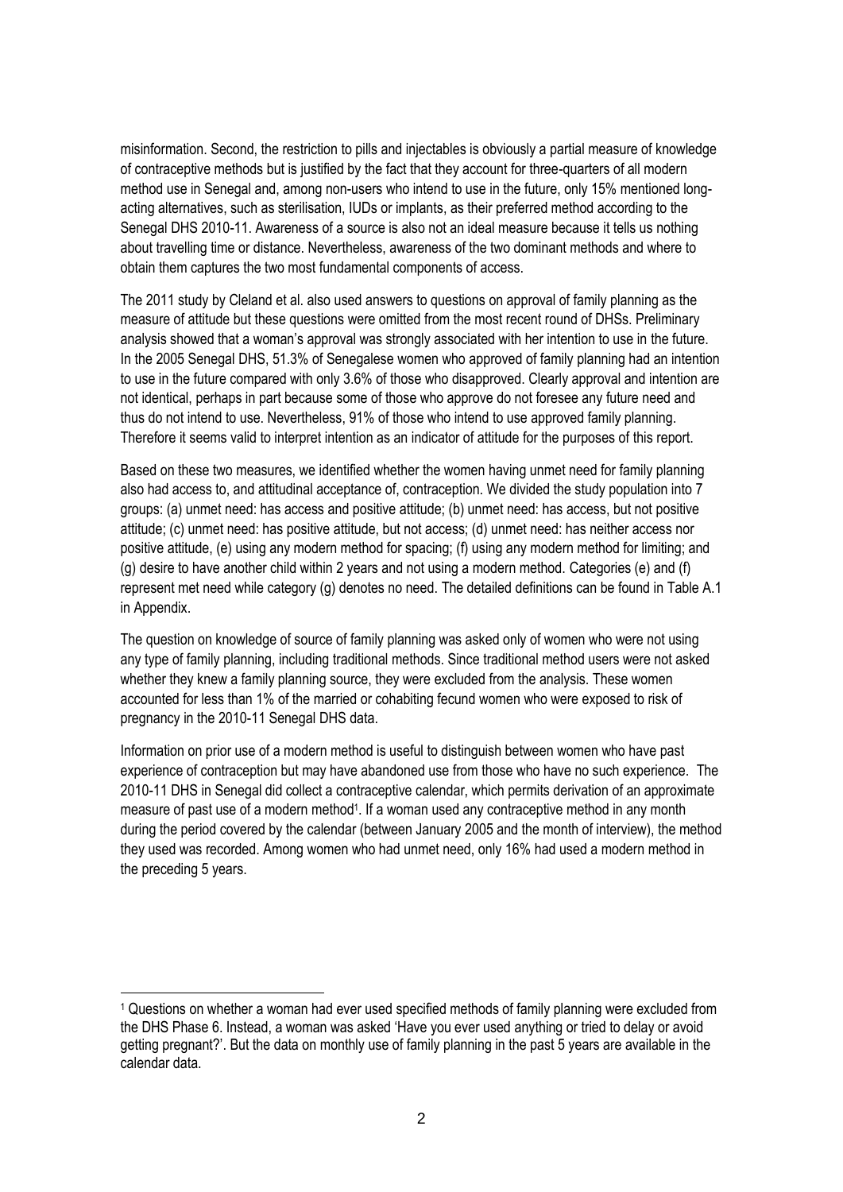misinformation. Second, the restriction to pills and injectables is obviously a partial measure of knowledge of contraceptive methods but is justified by the fact that they account for three-quarters of all modern method use in Senegal and, among non-users who intend to use in the future, only 15% mentioned long-acting alternatives, such as sterilisation, IUDs or implants, as their preferred method according to the Senegal DHS 2010-11. Awareness of a source is also not an ideal measure because it tells us nothing about travelling time or distance. Nevertheless, awareness of the two dominant methods and where to obtain them captures the two most fundamental components of access.

The 2011 study by Cleland et al. also used answers to questions on approval of family planning as the measure of attitude but these questions were omitted from the most recent round of DHSs. Preliminary analysis showed that a woman's approval was strongly associated with her intention to use in the future. In the 2005 Senegal DHS, 51.3% of Senegalese women who approved of family planning had an intention to use in the future compared with only 3.6% of those who disapproved. Clearly approval and intention are not identical, perhaps in part because some of those who approve do not foresee any future need and thus do not intend to use. Nevertheless, 91% of those who intend to use approved family planning. Therefore it seems valid to interpret intention as an indicator of attitude for the purposes of this report.

Based on these two measures, we identified whether the women having unmet need for family planning also had access to, and attitudinal acceptance of, contraception. We divided the study population into 7 groups: (a) unmet need: has access and positive attitude; (b) unmet need: has access, but not positive attitude; (c) unmet need: has positive attitude, but not access; (d) unmet need: has neither access nor positive attitude, (e) using any modern method for spacing; (f) using any modern method for limiting; and (g) desire to have another child within 2 years and not using a modern method. Categories (e) and (f) represent met need while category (g) denotes no need. The detailed definitions can be found in Table A.1 in Appendix.

The question on knowledge of source of family planning was asked only of women who were not using any type of family planning, including traditional methods. Since traditional method users were not asked whether they knew a family planning source, they were excluded from the analysis. These women accounted for less than 1% of the married or cohabiting fecund women who were exposed to risk of pregnancy in the 2010-11 Senegal DHS data.

Information on prior use of a modern method is useful to distinguish between women who have past experience of contraception but may have abandoned use from those who have no such experience. The 2010-11 DHS in Senegal did collect a contraceptive calendar, which permits derivation of an approximate measure of past use of a modern method[1]. If a woman used any contraceptive method in any month during the period covered by the calendar (between January 2005 and the month of interview), the method they used was recorded. Among women who had unmet need, only 16% had used a modern method in the preceding 5 years.

---

[1] Questions on whether a woman had ever used specified methods of family planning were excluded from the DHS Phase 6. Instead, a woman was asked 'Have you ever used anything or tried to delay or avoid getting pregnant?'. But the data on monthly use of family planning in the past 5 years are available in the calendar data.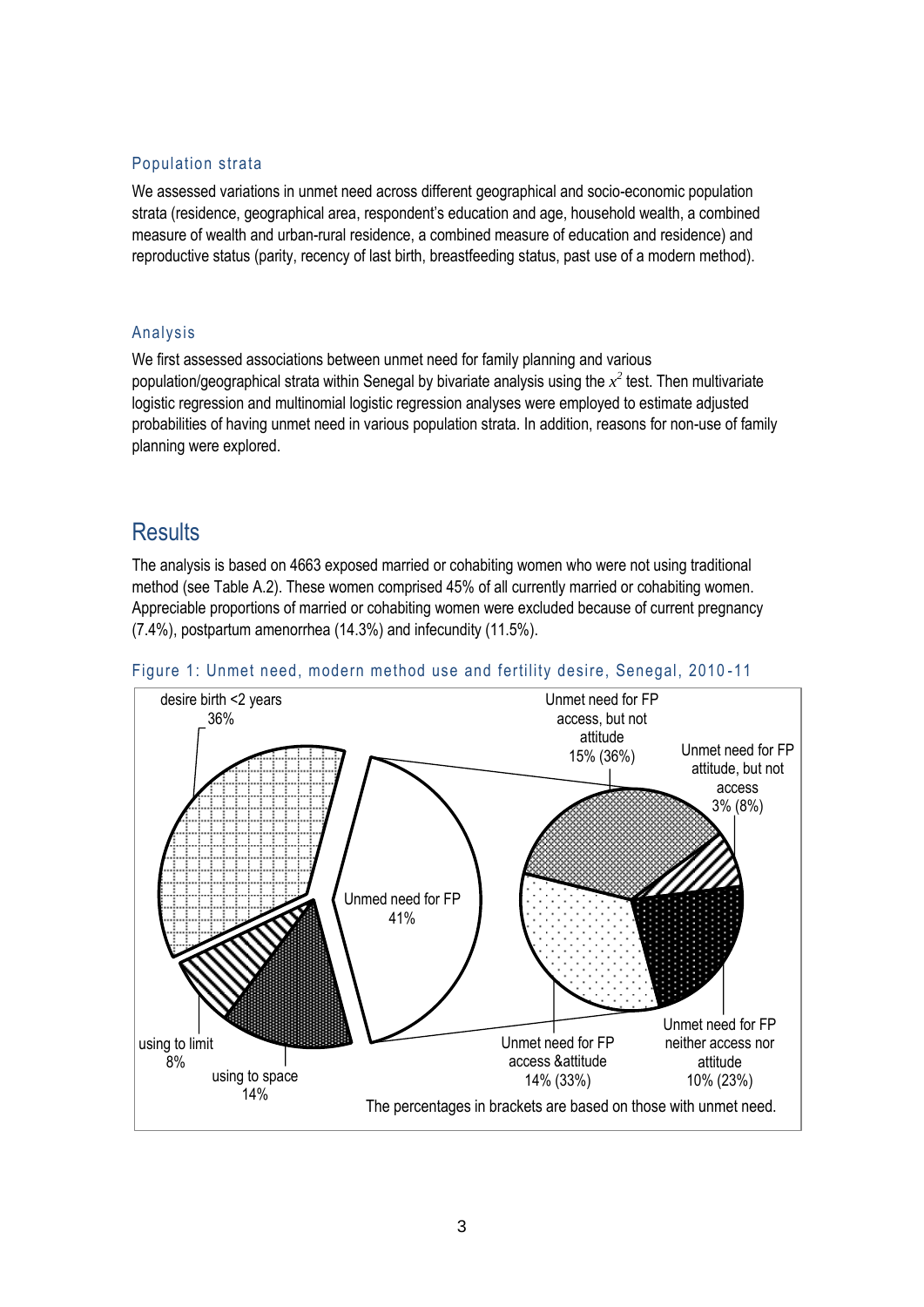### Population strata

We assessed variations in unmet need across different geographical and socio-economic population strata (residence, geographical area, respondent's education and age, household wealth, a combined measure of wealth and urban-rural residence, a combined measure of education and residence) and reproductive status (parity, recency of last birth, breastfeeding status, past use of a modern method).

### Analysis

We first assessed associations between unmet need for family planning and various population/geographical strata within Senegal by bivariate analysis using the $x^2$ test. Then multivariate logistic regression and multinomial logistic regression analyses were employed to estimate adjusted probabilities of having unmet need in various population strata. In addition, reasons for non-use of family planning were explored.

## Results

The analysis is based on 4663 exposed married or cohabiting women who were not using traditional method (see Table A.2). These women comprised 45% of all currently married or cohabiting women. Appreciable proportions of married or cohabiting women were excluded because of current pregnancy (7.4%), postpartum amenorrhea (14.3%) and infecundity (11.5%).

Figure 1: Unmet need, modern method use and fertility desire, Senegal, 2010-11

desire birth <2 years 36%

using to limit 8%

using to space 14%

Unmed need for FP 41%

Unmet need for FP access, but not attitude 15% (36%)

Unmet need for FP attitude, but not access 3% (8%)

Unmet need for FP neither access nor attitude 10% (23%)

Unmet need for FP access &attitude 14% (33%)

The percentages in brackets are based on those with unmet need.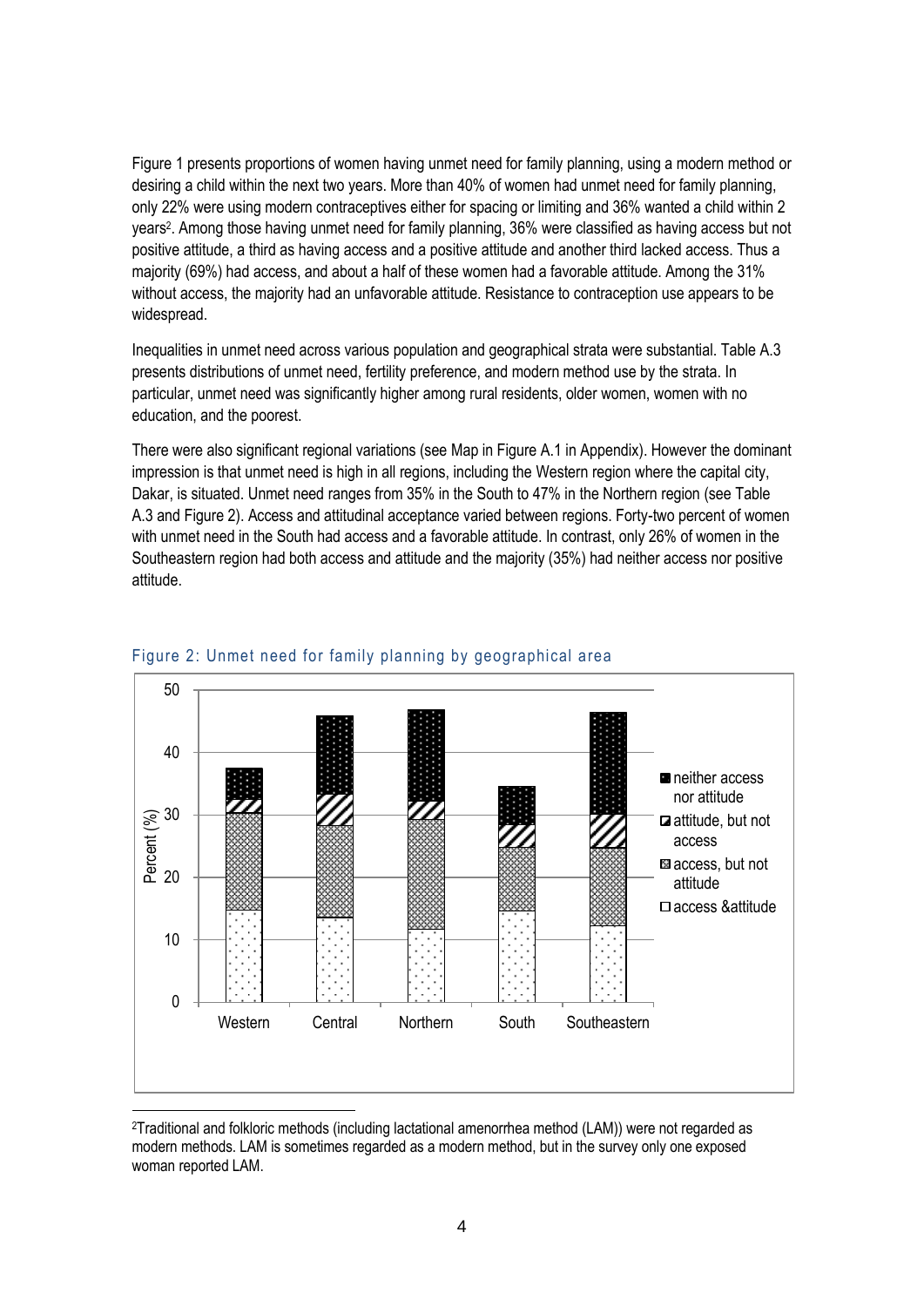Figure 1 presents proportions of women having unmet need for family planning, using a modern method or desiring a child within the next two years. More than 40% of women had unmet need for family planning, only 22% were using modern contraceptives either for spacing or limiting and 36% wanted a child within 2 years[2]. Among those having unmet need for family planning, 36% were classified as having access but not positive attitude, a third as having access and a positive attitude and another third lacked access. Thus a majority (69%) had access, and about a half of these women had a favorable attitude. Among the 31% without access, the majority had an unfavorable attitude. Resistance to contraception use appears to be widespread.

Inequalities in unmet need across various population and geographical strata were substantial. Table A.3 presents distributions of unmet need, fertility preference, and modern method use by the strata. In particular, unmet need was significantly higher among rural residents, older women, women with no education, and the poorest.

There were also significant regional variations (see Map in Figure A.1 in Appendix). However the dominant impression is that unmet need is high in all regions, including the Western region where the capital city, Dakar, is situated. Unmet need ranges from 35% in the South to 47% in the Northern region (see Table A.3 and Figure 2). Access and attitudinal acceptance varied between regions. Forty-two percent of women with unmet need in the South had access and a favorable attitude. In contrast, only 26% of women in the Southeastern region had both access and attitude and the majority (35%) had neither access nor positive attitude.

Figure 2: Unmet need for family planning by geographical area

---

[2]Traditional and folkloric methods (including lactational amenorrhea method (LAM)) were not regarded as modern methods. LAM is sometimes regarded as a modern method, but in the survey only one exposed woman reported LAM.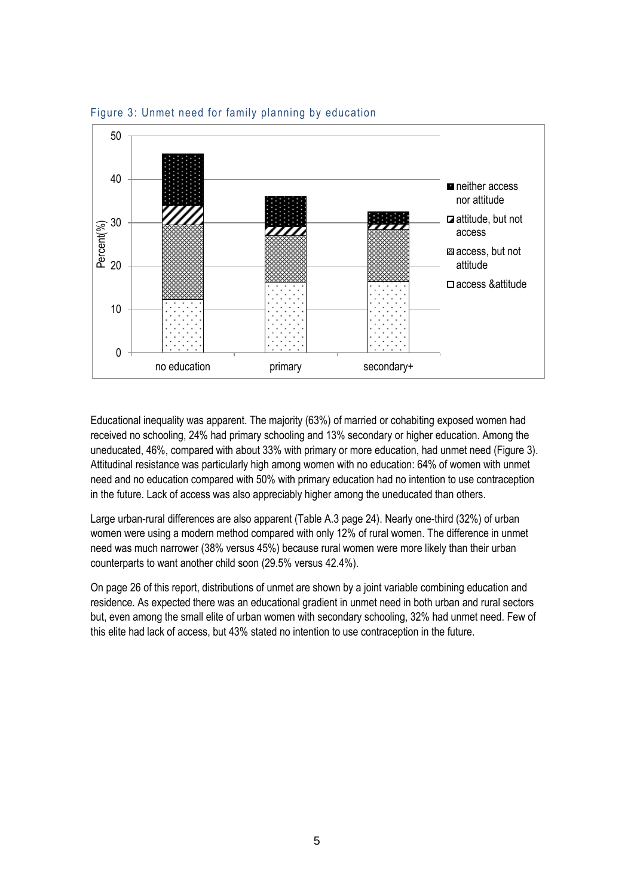Figure 3: Unmet need for family planning by education

Educational inequality was apparent. The majority (63%) of married or cohabiting exposed women had received no schooling, 24% had primary schooling and 13% secondary or higher education. Among the uneducated, 46%, compared with about 33% with primary or more education, had unmet need (Figure 3). Attitudinal resistance was particularly high among women with no education: 64% of women with unmet need and no education compared with 50% with primary education had no intention to use contraception in the future. Lack of access was also appreciably higher among the uneducated than others.

Large urban-rural differences are also apparent (Table A.3 page 24). Nearly one-third (32%) of urban women were using a modern method compared with only 12% of rural women. The difference in unmet need was much narrower (38% versus 45%) because rural women were more likely than their urban counterparts to want another child soon (29.5% versus 42.4%).

On page 26 of this report, distributions of unmet are shown by a joint variable combining education and residence. As expected there was an educational gradient in unmet need in both urban and rural sectors but, even among the small elite of urban women with secondary schooling, 32% had unmet need. Few of this elite had lack of access, but 43% stated no intention to use contraception in the future.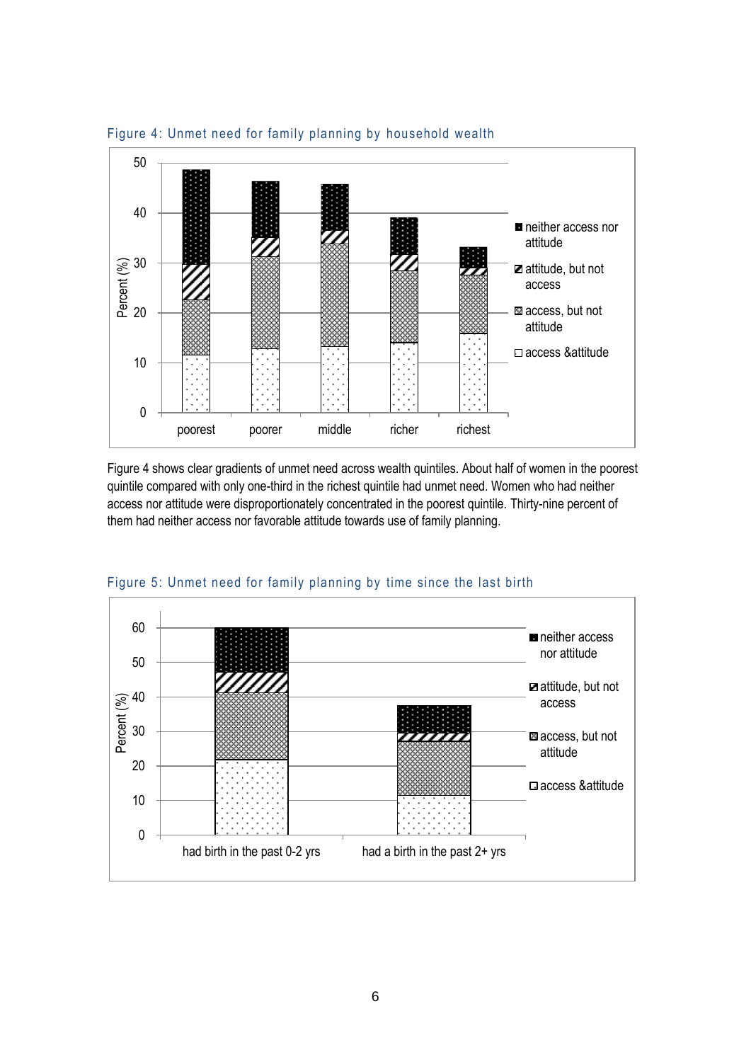Figure 4: Unmet need for family planning by household wealth

Figure 4 shows clear gradients of unmet need across wealth quintiles. About half of women in the poorest quintile compared with only one-third in the richest quintile had unmet need. Women who had neither access nor attitude were disproportionately concentrated in the poorest quintile. Thirty-nine percent of them had neither access nor favorable attitude towards use of family planning.

Figure 5: Unmet need for family planning by time since the last birth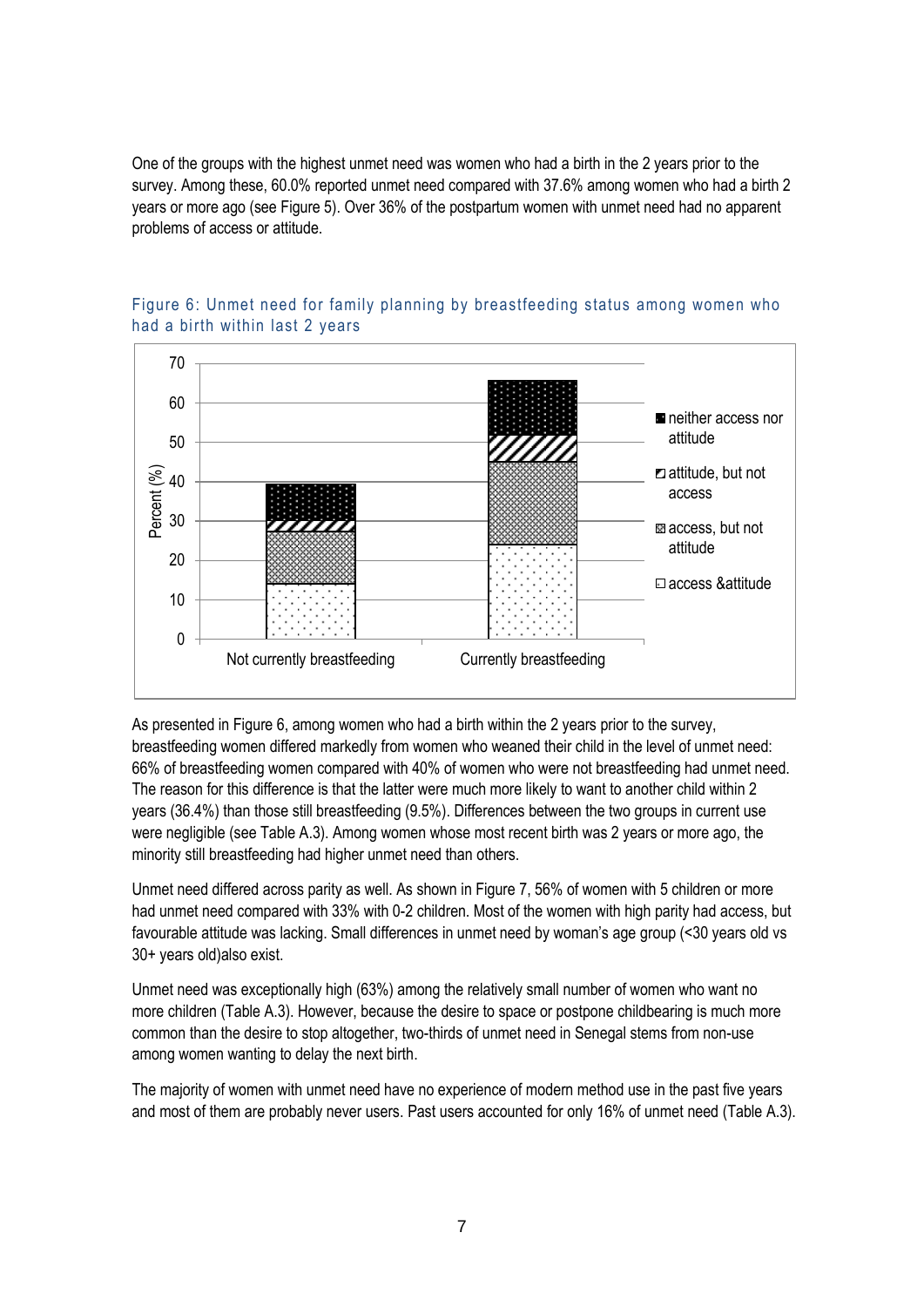One of the groups with the highest unmet need was women who had a birth in the 2 years prior to the survey. Among these, 60.0% reported unmet need compared with 37.6% among women who had a birth 2 years or more ago (see Figure 5). Over 36% of the postpartum women with unmet need had no apparent problems of access or attitude.

Figure 6: Unmet need for family planning by breastfeeding status among women who had a birth within last 2 years

As presented in Figure 6, among women who had a birth within the 2 years prior to the survey, breastfeeding women differed markedly from women who weaned their child in the level of unmet need: 66% of breastfeeding women compared with 40% of women who were not breastfeeding had unmet need. The reason for this difference is that the latter were much more likely to want to another child within 2 years (36.4%) than those still breastfeeding (9.5%). Differences between the two groups in current use were negligible (see Table A.3). Among women whose most recent birth was 2 years or more ago, the minority still breastfeeding had higher unmet need than others.

Unmet need differed across parity as well. As shown in Figure 7, 56% of women with 5 children or more had unmet need compared with 33% with 0-2 children. Most of the women with high parity had access, but favourable attitude was lacking. Small differences in unmet need by woman's age group (<30 years old vs 30+ years old)also exist.

Unmet need was exceptionally high (63%) among the relatively small number of women who want no more children (Table A.3). However, because the desire to space or postpone childbearing is much more common than the desire to stop altogether, two-thirds of unmet need in Senegal stems from non-use among women wanting to delay the next birth.

The majority of women with unmet need have no experience of modern method use in the past five years and most of them are probably never users. Past users accounted for only 16% of unmet need (Table A.3).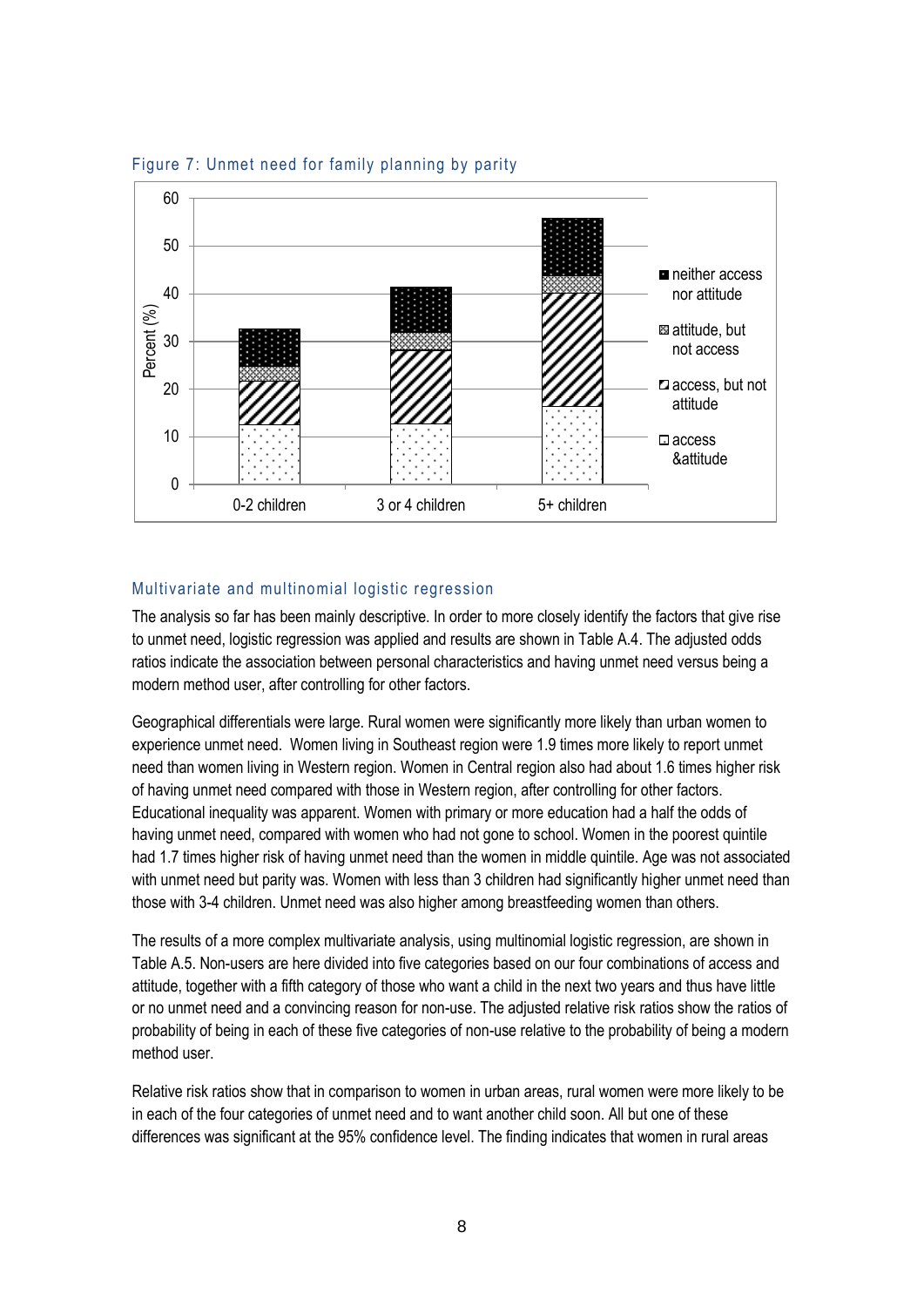Figure 7: Unmet need for family planning by parity

## Multivariate and multinomial logistic regression

The analysis so far has been mainly descriptive. In order to more closely identify the factors that give rise to unmet need, logistic regression was applied and results are shown in Table A.4. The adjusted odds ratios indicate the association between personal characteristics and having unmet need versus being a modern method user, after controlling for other factors.

Geographical differentials were large. Rural women were significantly more likely than urban women to experience unmet need. Women living in Southeast region were 1.9 times more likely to report unmet need than women living in Western region. Women in Central region also had about 1.6 times higher risk of having unmet need compared with those in Western region, after controlling for other factors. Educational inequality was apparent. Women with primary or more education had a half the odds of having unmet need, compared with women who had not gone to school. Women in the poorest quintile had 1.7 times higher risk of having unmet need than the women in middle quintile. Age was not associated with unmet need but parity was. Women with less than 3 children had significantly higher unmet need than those with 3-4 children. Unmet need was also higher among breastfeeding women than others.

The results of a more complex multivariate analysis, using multinomial logistic regression, are shown in Table A.5. Non-users are here divided into five categories based on our four combinations of access and attitude, together with a fifth category of those who want a child in the next two years and thus have little or no unmet need and a convincing reason for non-use. The adjusted relative risk ratios show the ratios of probability of being in each of these five categories of non-use relative to the probability of being a modern method user.

Relative risk ratios show that in comparison to women in urban areas, rural women were more likely to be in each of the four categories of unmet need and to want another child soon. All but one of these differences was significant at the 95% confidence level. The finding indicates that women in rural areas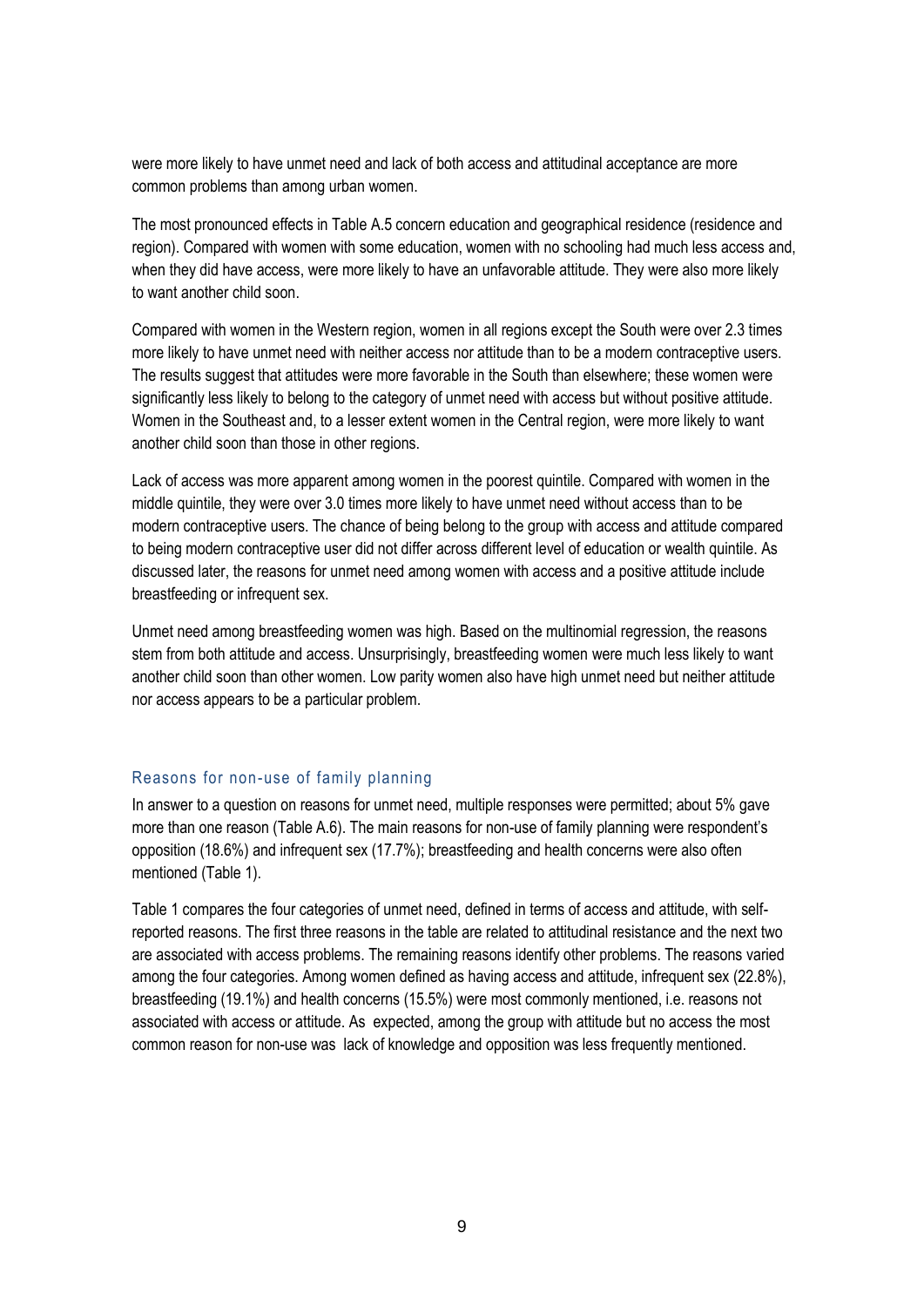were more likely to have unmet need and lack of both access and attitudinal acceptance are more common problems than among urban women.

The most pronounced effects in Table A.5 concern education and geographical residence (residence and region). Compared with women with some education, women with no schooling had much less access and, when they did have access, were more likely to have an unfavorable attitude. They were also more likely to want another child soon.

Compared with women in the Western region, women in all regions except the South were over 2.3 times more likely to have unmet need with neither access nor attitude than to be a modern contraceptive users. The results suggest that attitudes were more favorable in the South than elsewhere; these women were significantly less likely to belong to the category of unmet need with access but without positive attitude. Women in the Southeast and, to a lesser extent women in the Central region, were more likely to want another child soon than those in other regions.

Lack of access was more apparent among women in the poorest quintile. Compared with women in the middle quintile, they were over 3.0 times more likely to have unmet need without access than to be modern contraceptive users. The chance of being belong to the group with access and attitude compared to being modern contraceptive user did not differ across different level of education or wealth quintile. As discussed later, the reasons for unmet need among women with access and a positive attitude include breastfeeding or infrequent sex.

Unmet need among breastfeeding women was high. Based on the multinomial regression, the reasons stem from both attitude and access. Unsurprisingly, breastfeeding women were much less likely to want another child soon than other women. Low parity women also have high unmet need but neither attitude nor access appears to be a particular problem.

## Reasons for non-use of family planning

In answer to a question on reasons for unmet need, multiple responses were permitted; about 5% gave more than one reason (Table A.6). The main reasons for non-use of family planning were respondent's opposition (18.6%) and infrequent sex (17.7%); breastfeeding and health concerns were also often mentioned (Table 1).

Table 1 compares the four categories of unmet need, defined in terms of access and attitude, with self-reported reasons. The first three reasons in the table are related to attitudinal resistance and the next two are associated with access problems. The remaining reasons identify other problems. The reasons varied among the four categories. Among women defined as having access and attitude, infrequent sex (22.8%), breastfeeding (19.1%) and health concerns (15.5%) were most commonly mentioned, i.e. reasons not associated with access or attitude. As expected, among the group with attitude but no access the most common reason for non-use was lack of knowledge and opposition was less frequently mentioned.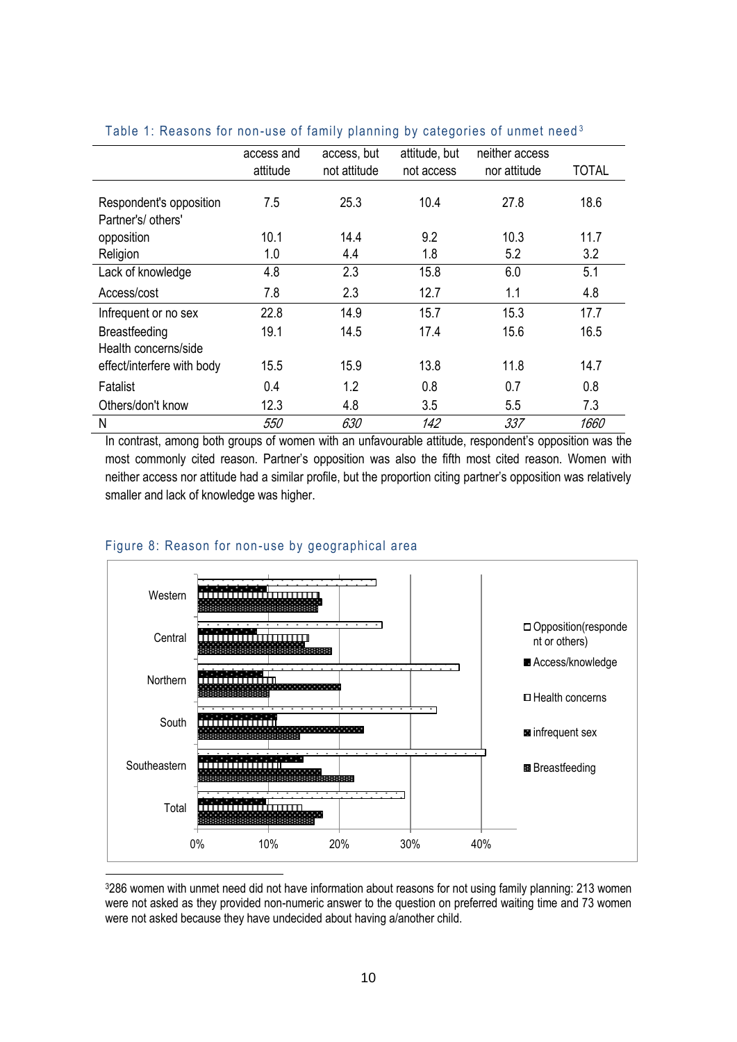Table 1: Reasons for non-use of family planning by categories of unmet need[3]

| | access and attitude | access, but not attitude | attitude, but not access | neither access nor attitude | TOTAL |
|---|---|---|---|---|---|
| Respondent's opposition | 7.5 | 25.3 | 10.4 | 27.8 | 18.6 |
| Partner's/ others' opposition | 10.1 | 14.4 | 9.2 | 10.3 | 11.7 |
| Religion | 1.0 | 4.4 | 1.8 | 5.2 | 3.2 |
| Lack of knowledge | 4.8 | 2.3 | 15.8 | 6.0 | 5.1 |
| Access/cost | 7.8 | 2.3 | 12.7 | 1.1 | 4.8 |
| Infrequent or no sex | 22.8 | 14.9 | 15.7 | 15.3 | 17.7 |
| Breastfeeding | 19.1 | 14.5 | 17.4 | 15.6 | 16.5 |
| Health concerns/side effect/interfere with body | 15.5 | 15.9 | 13.8 | 11.8 | 14.7 |
| Fatalist | 0.4 | 1.2 | 0.8 | 0.7 | 0.8 |
| Others/don't know | 12.3 | 4.8 | 3.5 | 5.5 | 7.3 |
| N | *550* | *630* | *142* | *337* | *1660* |

In contrast, among both groups of women with an unfavourable attitude, respondent's opposition was the most commonly cited reason. Partner's opposition was also the fifth most cited reason. Women with neither access nor attitude had a similar profile, but the proportion citing partner's opposition was relatively smaller and lack of knowledge was higher.

Figure 8: Reason for non-use by geographical area

[3] 286 women with unmet need did not have information about reasons for not using family planning: 213 women were not asked as they provided non-numeric answer to the question on preferred waiting time and 73 women were not asked because they have undecided about having a/another child.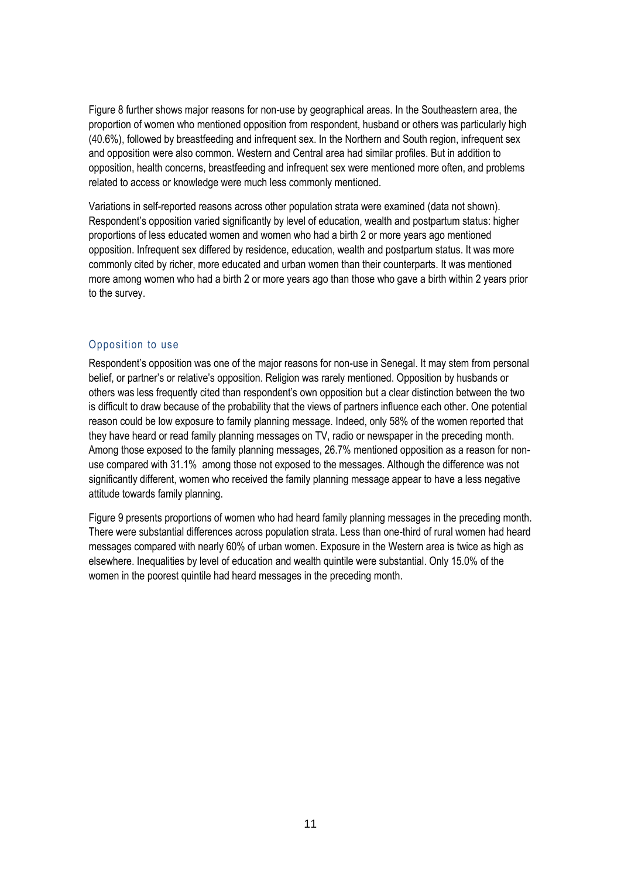Figure 8 further shows major reasons for non-use by geographical areas. In the Southeastern area, the proportion of women who mentioned opposition from respondent, husband or others was particularly high (40.6%), followed by breastfeeding and infrequent sex. In the Northern and South region, infrequent sex and opposition were also common. Western and Central area had similar profiles. But in addition to opposition, health concerns, breastfeeding and infrequent sex were mentioned more often, and problems related to access or knowledge were much less commonly mentioned.

Variations in self-reported reasons across other population strata were examined (data not shown). Respondent's opposition varied significantly by level of education, wealth and postpartum status: higher proportions of less educated women and women who had a birth 2 or more years ago mentioned opposition. Infrequent sex differed by residence, education, wealth and postpartum status. It was more commonly cited by richer, more educated and urban women than their counterparts. It was mentioned more among women who had a birth 2 or more years ago than those who gave a birth within 2 years prior to the survey.

### Opposition to use

Respondent's opposition was one of the major reasons for non-use in Senegal. It may stem from personal belief, or partner's or relative's opposition. Religion was rarely mentioned. Opposition by husbands or others was less frequently cited than respondent's own opposition but a clear distinction between the two is difficult to draw because of the probability that the views of partners influence each other. One potential reason could be low exposure to family planning message. Indeed, only 58% of the women reported that they have heard or read family planning messages on TV, radio or newspaper in the preceding month. Among those exposed to the family planning messages, 26.7% mentioned opposition as a reason for non-use compared with 31.1% among those not exposed to the messages. Although the difference was not significantly different, women who received the family planning message appear to have a less negative attitude towards family planning.

Figure 9 presents proportions of women who had heard family planning messages in the preceding month. There were substantial differences across population strata. Less than one-third of rural women had heard messages compared with nearly 60% of urban women. Exposure in the Western area is twice as high as elsewhere. Inequalities by level of education and wealth quintile were substantial. Only 15.0% of the women in the poorest quintile had heard messages in the preceding month.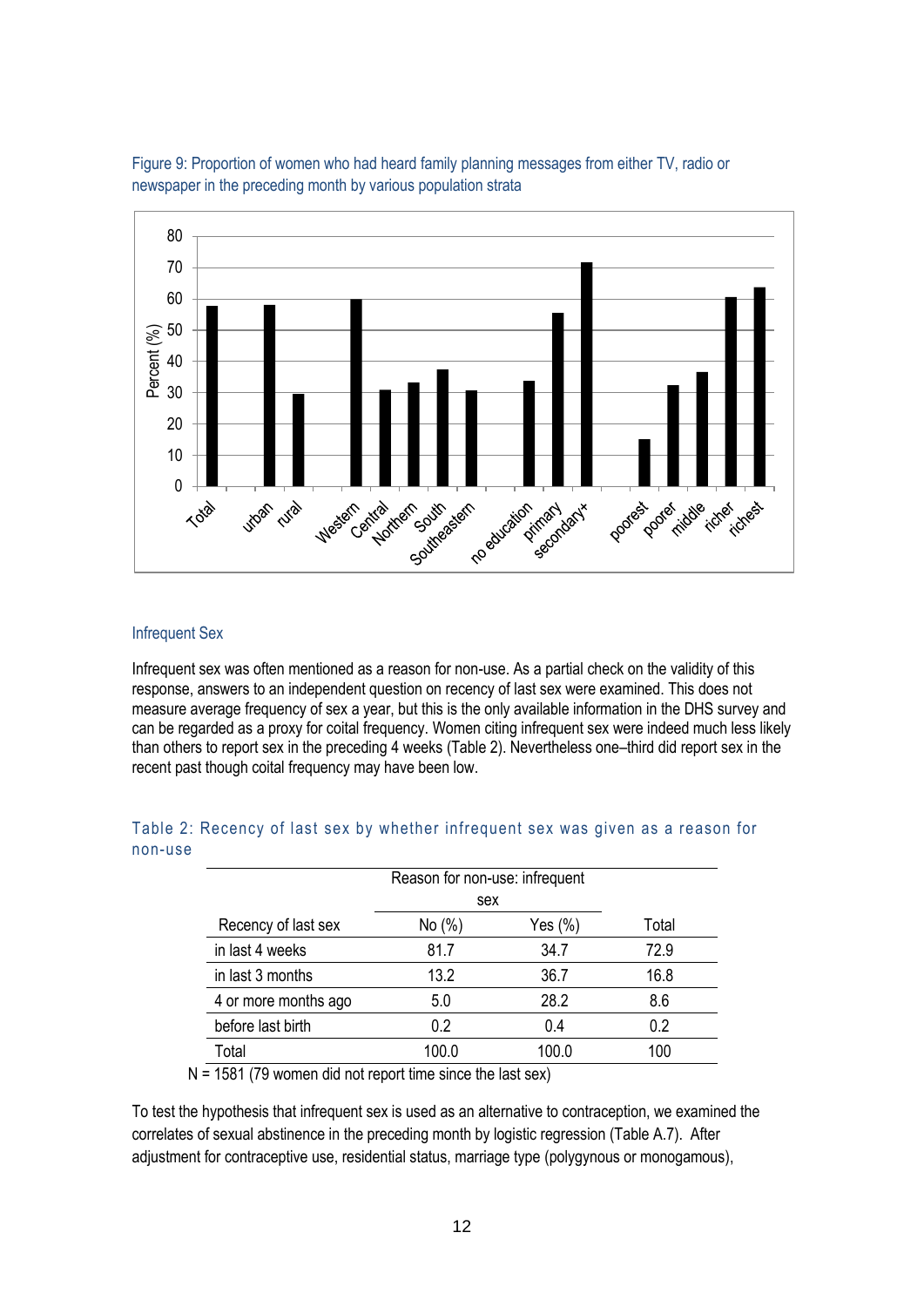Figure 9: Proportion of women who had heard family planning messages from either TV, radio or newspaper in the preceding month by various population strata

### Infrequent Sex

Infrequent sex was often mentioned as a reason for non-use. As a partial check on the validity of this response, answers to an independent question on recency of last sex were examined. This does not measure average frequency of sex a year, but this is the only available information in the DHS survey and can be regarded as a proxy for coital frequency. Women citing infrequent sex were indeed much less likely than others to report sex in the preceding 4 weeks (Table 2). Nevertheless one–third did report sex in the recent past though coital frequency may have been low.

Table 2: Recency of last sex by whether infrequent sex was given as a reason for non-use

| | Reason for non-use: infrequent sex | | |
|---|---|---|---|
| Recency of last sex | No (%) | Yes (%) | Total |
| in last 4 weeks | 81.7 | 34.7 | 72.9 |
| in last 3 months | 13.2 | 36.7 | 16.8 |
| 4 or more months ago | 5.0 | 28.2 | 8.6 |
| before last birth | 0.2 | 0.4 | 0.2 |
| Total | 100.0 | 100.0 | 100 |

N = 1581 (79 women did not report time since the last sex)

To test the hypothesis that infrequent sex is used as an alternative to contraception, we examined the correlates of sexual abstinence in the preceding month by logistic regression (Table A.7). After adjustment for contraceptive use, residential status, marriage type (polygynous or monogamous),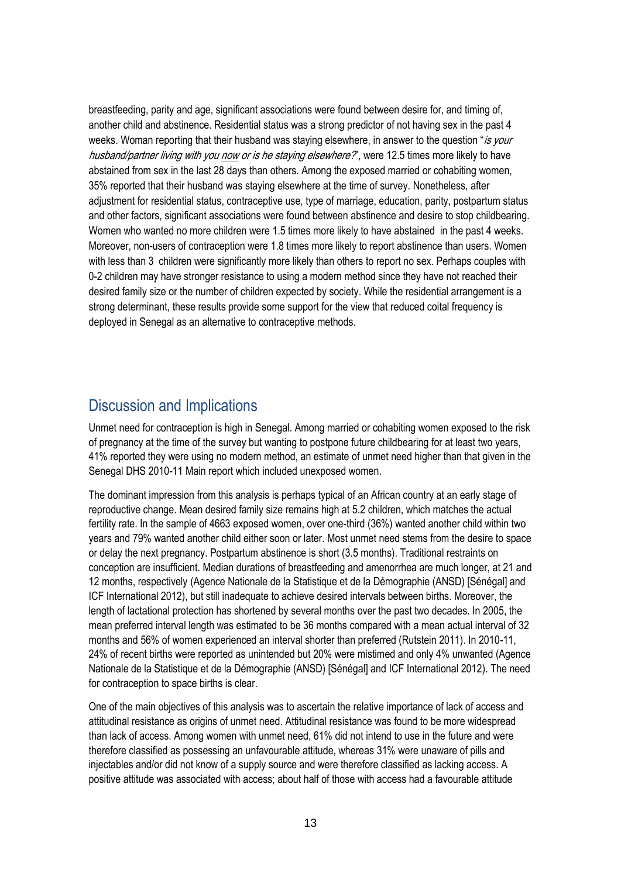breastfeeding, parity and age, significant associations were found between desire for, and timing of, another child and abstinence. Residential status was a strong predictor of not having sex in the past 4 weeks. Woman reporting that their husband was staying elsewhere, in answer to the question "*is your husband/partner living with you now or is he staying elsewhere?*", were 12.5 times more likely to have abstained from sex in the last 28 days than others. Among the exposed married or cohabiting women, 35% reported that their husband was staying elsewhere at the time of survey. Nonetheless, after adjustment for residential status, contraceptive use, type of marriage, education, parity, postpartum status and other factors, significant associations were found between abstinence and desire to stop childbearing. Women who wanted no more children were 1.5 times more likely to have abstained in the past 4 weeks. Moreover, non-users of contraception were 1.8 times more likely to report abstinence than users. Women with less than 3 children were significantly more likely than others to report no sex. Perhaps couples with 0-2 children may have stronger resistance to using a modern method since they have not reached their desired family size or the number of children expected by society. While the residential arrangement is a strong determinant, these results provide some support for the view that reduced coital frequency is deployed in Senegal as an alternative to contraceptive methods.

## Discussion and Implications

Unmet need for contraception is high in Senegal. Among married or cohabiting women exposed to the risk of pregnancy at the time of the survey but wanting to postpone future childbearing for at least two years, 41% reported they were using no modern method, an estimate of unmet need higher than that given in the Senegal DHS 2010-11 Main report which included unexposed women.

The dominant impression from this analysis is perhaps typical of an African country at an early stage of reproductive change. Mean desired family size remains high at 5.2 children, which matches the actual fertility rate. In the sample of 4663 exposed women, over one-third (36%) wanted another child within two years and 79% wanted another child either soon or later. Most unmet need stems from the desire to space or delay the next pregnancy. Postpartum abstinence is short (3.5 months). Traditional restraints on conception are insufficient. Median durations of breastfeeding and amenorrhea are much longer, at 21 and 12 months, respectively (Agence Nationale de la Statistique et de la Démographie (ANSD) [Sénégal] and ICF International 2012), but still inadequate to achieve desired intervals between births. Moreover, the length of lactational protection has shortened by several months over the past two decades. In 2005, the mean preferred interval length was estimated to be 36 months compared with a mean actual interval of 32 months and 56% of women experienced an interval shorter than preferred (Rutstein 2011). In 2010-11, 24% of recent births were reported as unintended but 20% were mistimed and only 4% unwanted (Agence Nationale de la Statistique et de la Démographie (ANSD) [Sénégal] and ICF International 2012). The need for contraception to space births is clear.

One of the main objectives of this analysis was to ascertain the relative importance of lack of access and attitudinal resistance as origins of unmet need. Attitudinal resistance was found to be more widespread than lack of access. Among women with unmet need, 61% did not intend to use in the future and were therefore classified as possessing an unfavourable attitude, whereas 31% were unaware of pills and injectables and/or did not know of a supply source and were therefore classified as lacking access. A positive attitude was associated with access; about half of those with access had a favourable attitude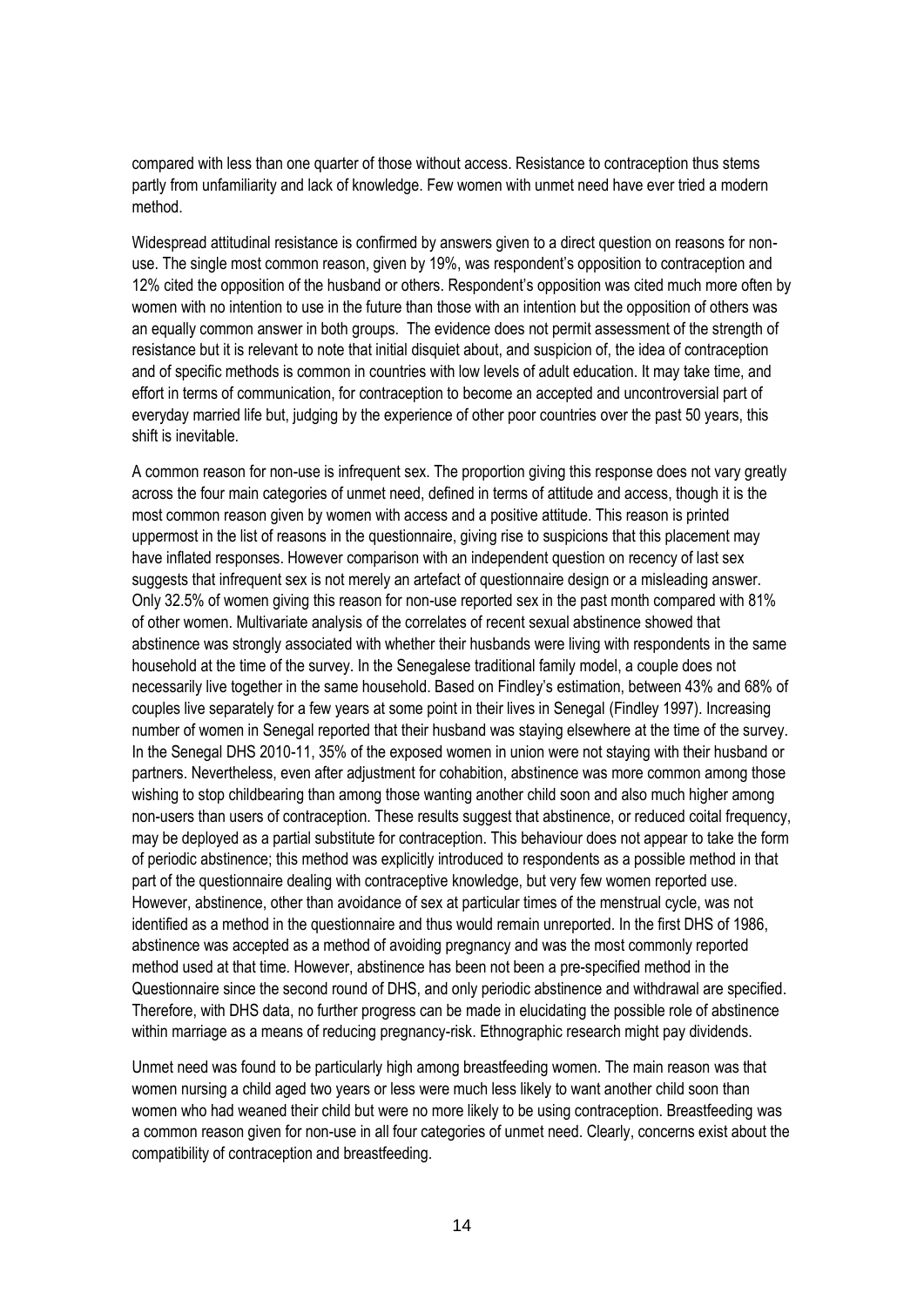compared with less than one quarter of those without access. Resistance to contraception thus stems partly from unfamiliarity and lack of knowledge. Few women with unmet need have ever tried a modern method.

Widespread attitudinal resistance is confirmed by answers given to a direct question on reasons for non-use. The single most common reason, given by 19%, was respondent's opposition to contraception and 12% cited the opposition of the husband or others. Respondent's opposition was cited much more often by women with no intention to use in the future than those with an intention but the opposition of others was an equally common answer in both groups. The evidence does not permit assessment of the strength of resistance but it is relevant to note that initial disquiet about, and suspicion of, the idea of contraception and of specific methods is common in countries with low levels of adult education. It may take time, and effort in terms of communication, for contraception to become an accepted and uncontroversial part of everyday married life but, judging by the experience of other poor countries over the past 50 years, this shift is inevitable.

A common reason for non-use is infrequent sex. The proportion giving this response does not vary greatly across the four main categories of unmet need, defined in terms of attitude and access, though it is the most common reason given by women with access and a positive attitude. This reason is printed uppermost in the list of reasons in the questionnaire, giving rise to suspicions that this placement may have inflated responses. However comparison with an independent question on recency of last sex suggests that infrequent sex is not merely an artefact of questionnaire design or a misleading answer. Only 32.5% of women giving this reason for non-use reported sex in the past month compared with 81% of other women. Multivariate analysis of the correlates of recent sexual abstinence showed that abstinence was strongly associated with whether their husbands were living with respondents in the same household at the time of the survey. In the Senegalese traditional family model, a couple does not necessarily live together in the same household. Based on Findley's estimation, between 43% and 68% of couples live separately for a few years at some point in their lives in Senegal (Findley 1997). Increasing number of women in Senegal reported that their husband was staying elsewhere at the time of the survey. In the Senegal DHS 2010-11, 35% of the exposed women in union were not staying with their husband or partners. Nevertheless, even after adjustment for cohabition, abstinence was more common among those wishing to stop childbearing than among those wanting another child soon and also much higher among non-users than users of contraception. These results suggest that abstinence, or reduced coital frequency, may be deployed as a partial substitute for contraception. This behaviour does not appear to take the form of periodic abstinence; this method was explicitly introduced to respondents as a possible method in that part of the questionnaire dealing with contraceptive knowledge, but very few women reported use. However, abstinence, other than avoidance of sex at particular times of the menstrual cycle, was not identified as a method in the questionnaire and thus would remain unreported. In the first DHS of 1986, abstinence was accepted as a method of avoiding pregnancy and was the most commonly reported method used at that time. However, abstinence has been not been a pre-specified method in the Questionnaire since the second round of DHS, and only periodic abstinence and withdrawal are specified. Therefore, with DHS data, no further progress can be made in elucidating the possible role of abstinence within marriage as a means of reducing pregnancy-risk. Ethnographic research might pay dividends.

Unmet need was found to be particularly high among breastfeeding women. The main reason was that women nursing a child aged two years or less were much less likely to want another child soon than women who had weaned their child but were no more likely to be using contraception. Breastfeeding was a common reason given for non-use in all four categories of unmet need. Clearly, concerns exist about the compatibility of contraception and breastfeeding.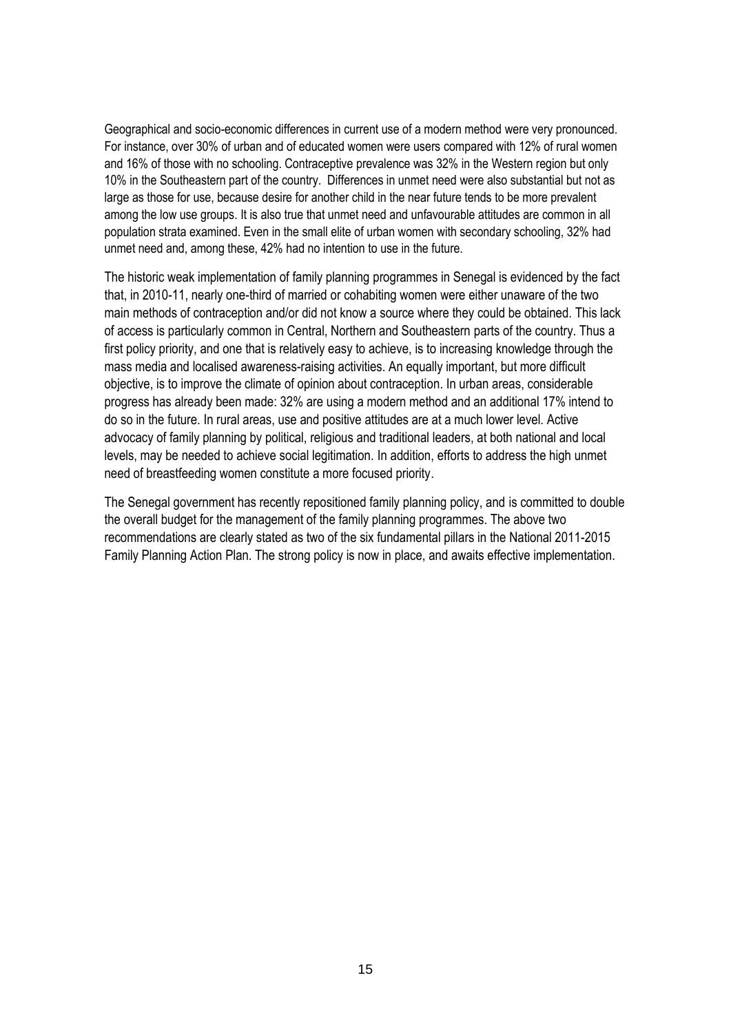Geographical and socio-economic differences in current use of a modern method were very pronounced. For instance, over 30% of urban and of educated women were users compared with 12% of rural women and 16% of those with no schooling. Contraceptive prevalence was 32% in the Western region but only 10% in the Southeastern part of the country.  Differences in unmet need were also substantial but not as large as those for use, because desire for another child in the near future tends to be more prevalent among the low use groups. It is also true that unmet need and unfavourable attitudes are common in all population strata examined. Even in the small elite of urban women with secondary schooling, 32% had unmet need and, among these, 42% had no intention to use in the future.

The historic weak implementation of family planning programmes in Senegal is evidenced by the fact that, in 2010-11, nearly one-third of married or cohabiting women were either unaware of the two main methods of contraception and/or did not know a source where they could be obtained. This lack of access is particularly common in Central, Northern and Southeastern parts of the country. Thus a first policy priority, and one that is relatively easy to achieve, is to increasing knowledge through the mass media and localised awareness-raising activities. An equally important, but more difficult objective, is to improve the climate of opinion about contraception. In urban areas, considerable progress has already been made: 32% are using a modern method and an additional 17% intend to do so in the future. In rural areas, use and positive attitudes are at a much lower level. Active advocacy of family planning by political, religious and traditional leaders, at both national and local levels, may be needed to achieve social legitimation. In addition, efforts to address the high unmet need of breastfeeding women constitute a more focused priority.

The Senegal government has recently repositioned family planning policy, and is committed to double the overall budget for the management of the family planning programmes. The above two recommendations are clearly stated as two of the six fundamental pillars in the National 2011-2015 Family Planning Action Plan. The strong policy is now in place, and awaits effective implementation.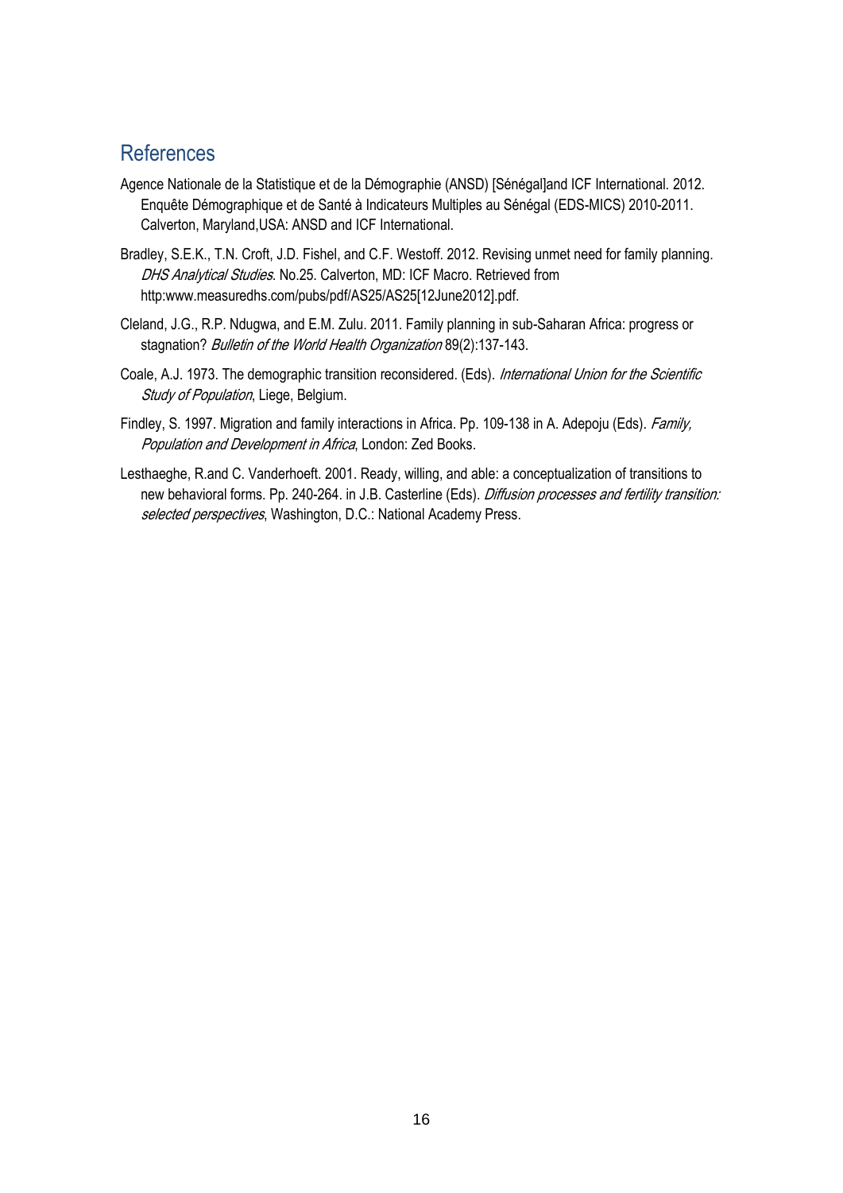## References

Agence Nationale de la Statistique et de la Démographie (ANSD) [Sénégal]and ICF International. 2012. Enquête Démographique et de Santé à Indicateurs Multiples au Sénégal (EDS-MICS) 2010-2011. Calverton, Maryland,USA: ANSD and ICF International.

Bradley, S.E.K., T.N. Croft, J.D. Fishel, and C.F. Westoff. 2012. Revising unmet need for family planning. *DHS Analytical Studies*. No.25. Calverton, MD: ICF Macro. Retrieved from http:www.measuredhs.com/pubs/pdf/AS25/AS25[12June2012].pdf.

Cleland, J.G., R.P. Ndugwa, and E.M. Zulu. 2011. Family planning in sub-Saharan Africa: progress or stagnation? *Bulletin of the World Health Organization* 89(2):137-143.

Coale, A.J. 1973. The demographic transition reconsidered. (Eds). *International Union for the Scientific Study of Population*, Liege, Belgium.

Findley, S. 1997. Migration and family interactions in Africa. Pp. 109-138 in A. Adepoju (Eds). *Family, Population and Development in Africa*, London: Zed Books.

Lesthaeghe, R.and C. Vanderhoeft. 2001. Ready, willing, and able: a conceptualization of transitions to new behavioral forms. Pp. 240-264. in J.B. Casterline (Eds). *Diffusion processes and fertility transition: selected perspectives*, Washington, D.C.: National Academy Press.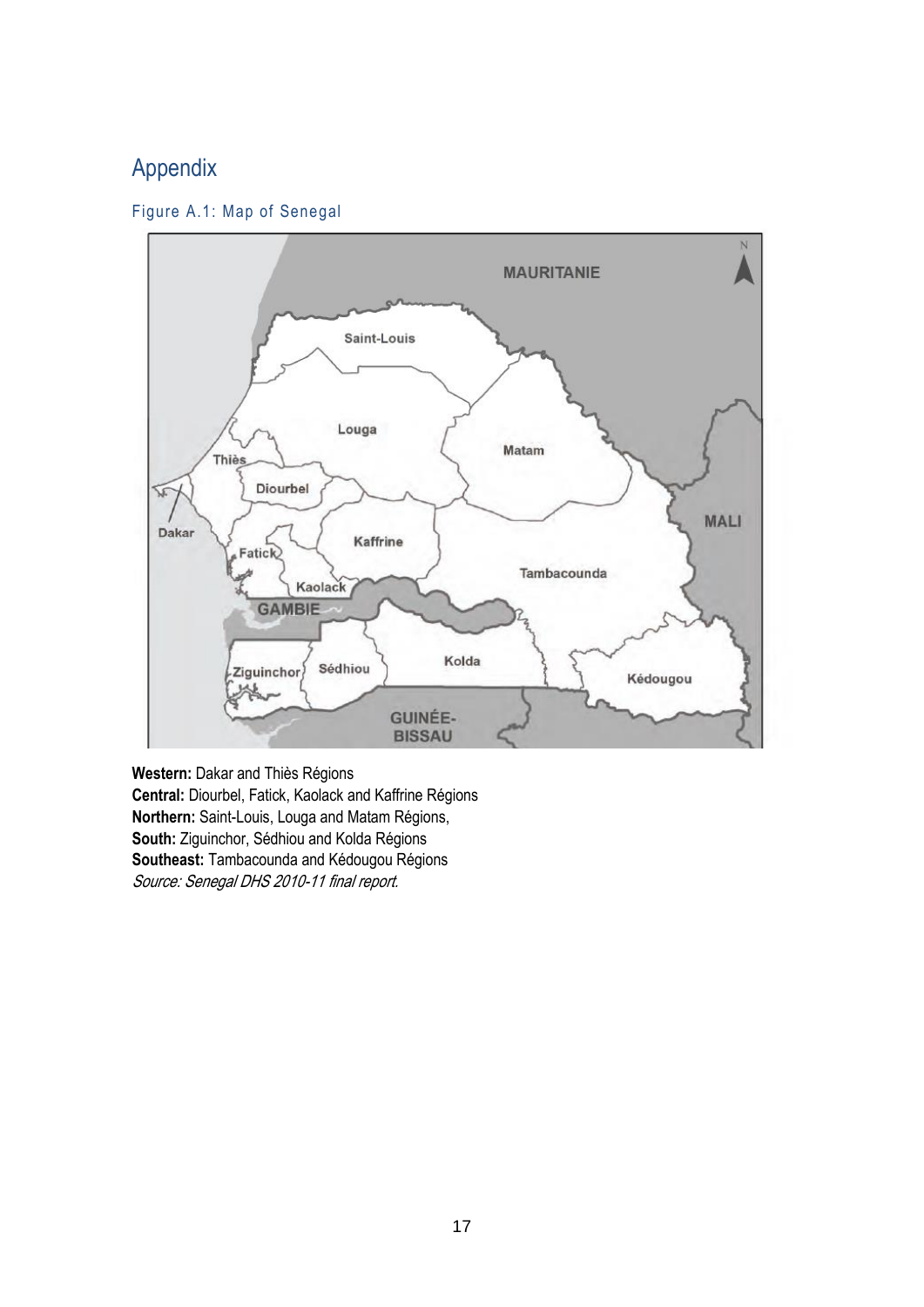# Appendix

Figure A.1: Map of Senegal

**Western:** Dakar and Thiès Régions
**Central:** Diourbel, Fatick, Kaolack and Kaffrine Régions
**Northern:** Saint-Louis, Louga and Matam Régions,
**South:** Ziguinchor, Sédhiou and Kolda Régions
**Southeast:** Tambacounda and Kédougou Régions
*Source: Senegal DHS 2010-11 final report.*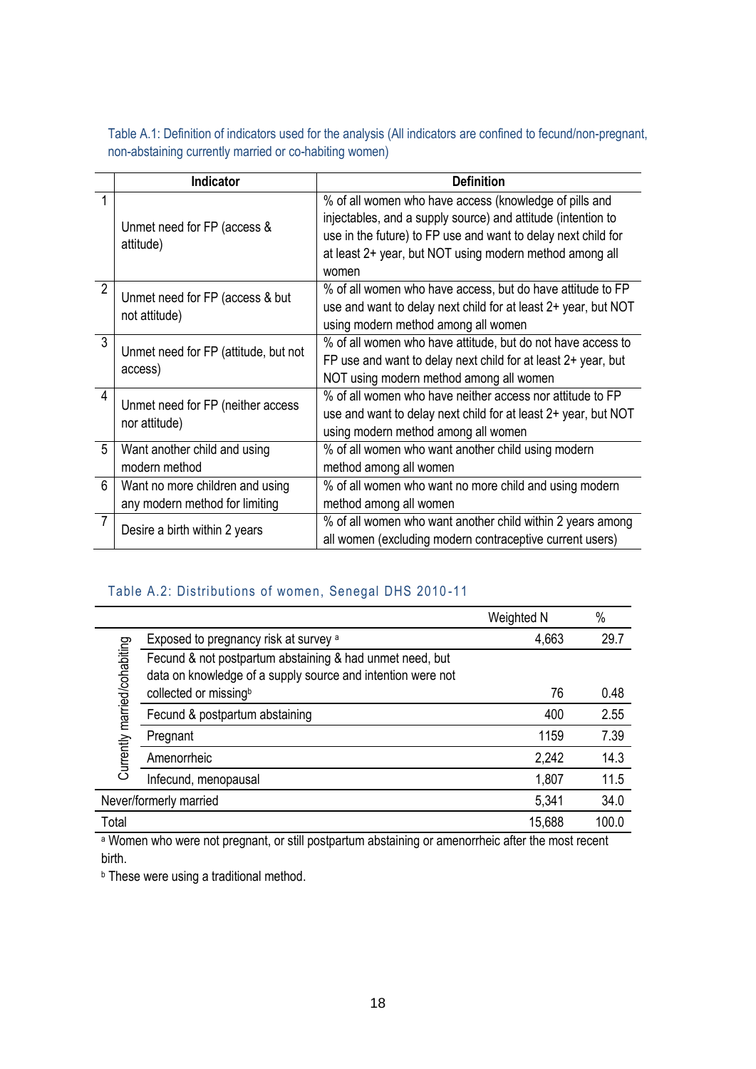Table A.1: Definition of indicators used for the analysis (All indicators are confined to fecund/non-pregnant, non-abstaining currently married or co-habiting women)

| | Indicator | Definition |
|---|---|---|
| 1 | Unmet need for FP (access & attitude) | % of all women who have access (knowledge of pills and injectables, and a supply source) and attitude (intention to use in the future) to FP use and want to delay next child for at least 2+ year, but NOT using modern method among all women |
| 2 | Unmet need for FP (access & but not attitude) | % of all women who have access, but do have attitude to FP use and want to delay next child for at least 2+ year, but NOT using modern method among all women |
| 3 | Unmet need for FP (attitude, but not access) | % of all women who have attitude, but do not have access to FP use and want to delay next child for at least 2+ year, but NOT using modern method among all women |
| 4 | Unmet need for FP (neither access nor attitude) | % of all women who have neither access nor attitude to FP use and want to delay next child for at least 2+ year, but NOT using modern method among all women |
| 5 | Want another child and using modern method | % of all women who want another child using modern method among all women |
| 6 | Want no more children and using any modern method for limiting | % of all women who want no more child and using modern method among all women |
| 7 | Desire a birth within 2 years | % of all women who want another child within 2 years among all women (excluding modern contraceptive current users) |

Table A.2: Distributions of women, Senegal DHS 2010-11

| | | Weighted N | % |
|---|---|---|---|
| Currently married/cohabiting | Exposed to pregnancy risk at survey [a] | 4,663 | 29.7 |
| | Fecund & not postpartum abstaining & had unmet need, but data on knowledge of a supply source and intention were not collected or missing[b] | 76 | 0.48 |
| | Fecund & postpartum abstaining | 400 | 2.55 |
| | Pregnant | 1159 | 7.39 |
| | Amenorrheic | 2,242 | 14.3 |
| | Infecund, menopausal | 1,807 | 11.5 |
| Never/formerly married | | 5,341 | 34.0 |
| Total | | 15,688 | 100.0 |

[a] Women who were not pregnant, or still postpartum abstaining or amenorrheic after the most recent birth.

[b] These were using a traditional method.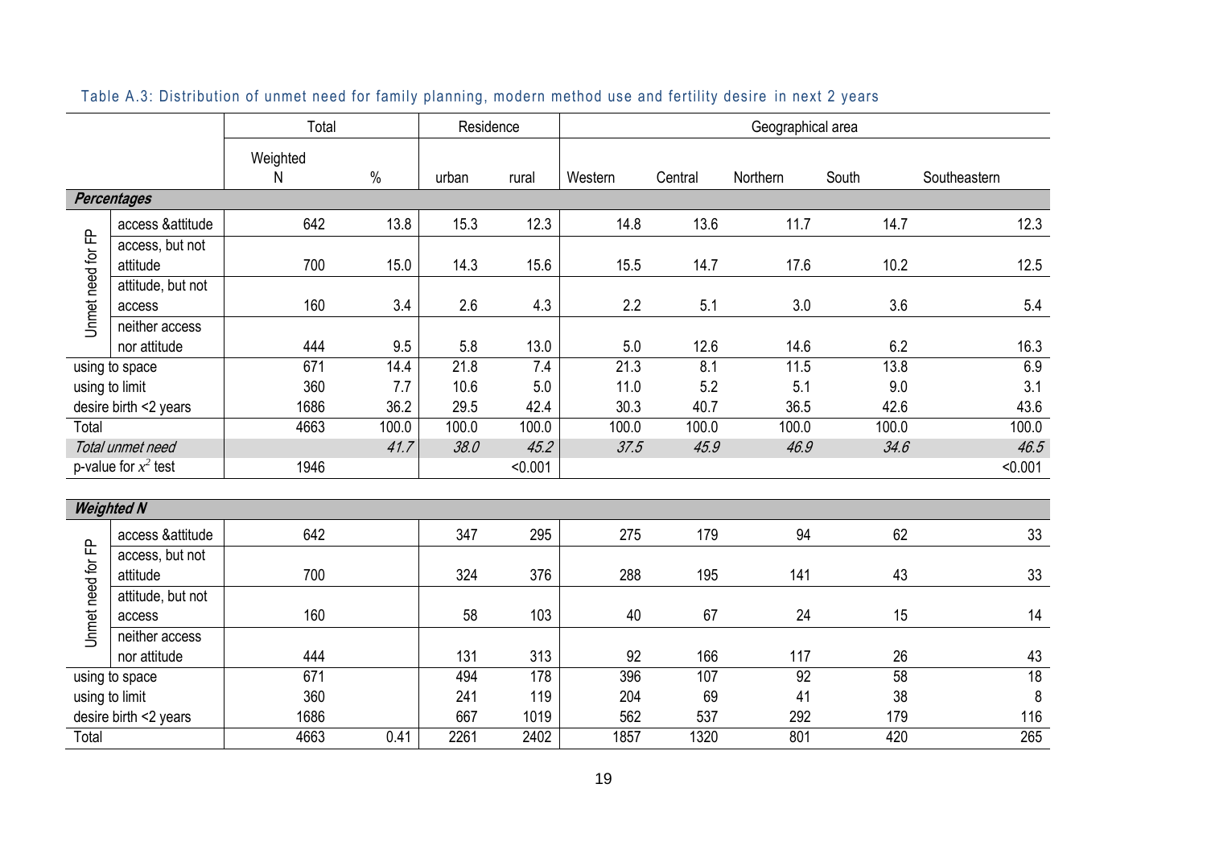Table A.3: Distribution of unmet need for family planning, modern method use and fertility desire in next 2 years

| | | Total | | Residence | | Geographical area | | | | |
|---|---|---|---|---|---|---|---|---|---|---|
| | | Weighted N | % | urban | rural | Western | Central | Northern | South | Southeastern |
| ***Percentages*** | | | | | | | | | | |
| Unmet need for FP | access &attitude | 642 | 13.8 | 15.3 | 12.3 | 14.8 | 13.6 | 11.7 | 14.7 | 12.3 |
| | access, but not attitude | 700 | 15.0 | 14.3 | 15.6 | 15.5 | 14.7 | 17.6 | 10.2 | 12.5 |
| | attitude, but not access | 160 | 3.4 | 2.6 | 4.3 | 2.2 | 5.1 | 3.0 | 3.6 | 5.4 |
| | neither access nor attitude | 444 | 9.5 | 5.8 | 13.0 | 5.0 | 12.6 | 14.6 | 6.2 | 16.3 |
| using to space | | 671 | 14.4 | 21.8 | 7.4 | 21.3 | 8.1 | 11.5 | 13.8 | 6.9 |
| using to limit | | 360 | 7.7 | 10.6 | 5.0 | 11.0 | 5.2 | 5.1 | 9.0 | 3.1 |
| desire birth <2 years | | 1686 | 36.2 | 29.5 | 42.4 | 30.3 | 40.7 | 36.5 | 42.6 | 43.6 |
| Total | | 4663 | 100.0 | 100.0 | 100.0 | 100.0 | 100.0 | 100.0 | 100.0 | 100.0 |
| *Total unmet need* | | | *41.7* | *38.0* | *45.2* | *37.5* | *45.9* | *46.9* | *34.6* | *46.5* |
| p-value for $x^2$ test | | 1946 | | | <0.001 | | | | | <0.001 |
| ***Weighted N*** | | | | | | | | | | |
| Unmet need for FP | access &attitude | 642 | | 347 | 295 | 275 | 179 | 94 | 62 | 33 |
| | access, but not attitude | 700 | | 324 | 376 | 288 | 195 | 141 | 43 | 33 |
| | attitude, but not access | 160 | | 58 | 103 | 40 | 67 | 24 | 15 | 14 |
| | neither access nor attitude | 444 | | 131 | 313 | 92 | 166 | 117 | 26 | 43 |
| using to space | | 671 | | 494 | 178 | 396 | 107 | 92 | 58 | 18 |
| using to limit | | 360 | | 241 | 119 | 204 | 69 | 41 | 38 | 8 |
| desire birth <2 years | | 1686 | | 667 | 1019 | 562 | 537 | 292 | 179 | 116 |
| Total | | 4663 | 0.41 | 2261 | 2402 | 1857 | 1320 | 801 | 420 | 265 |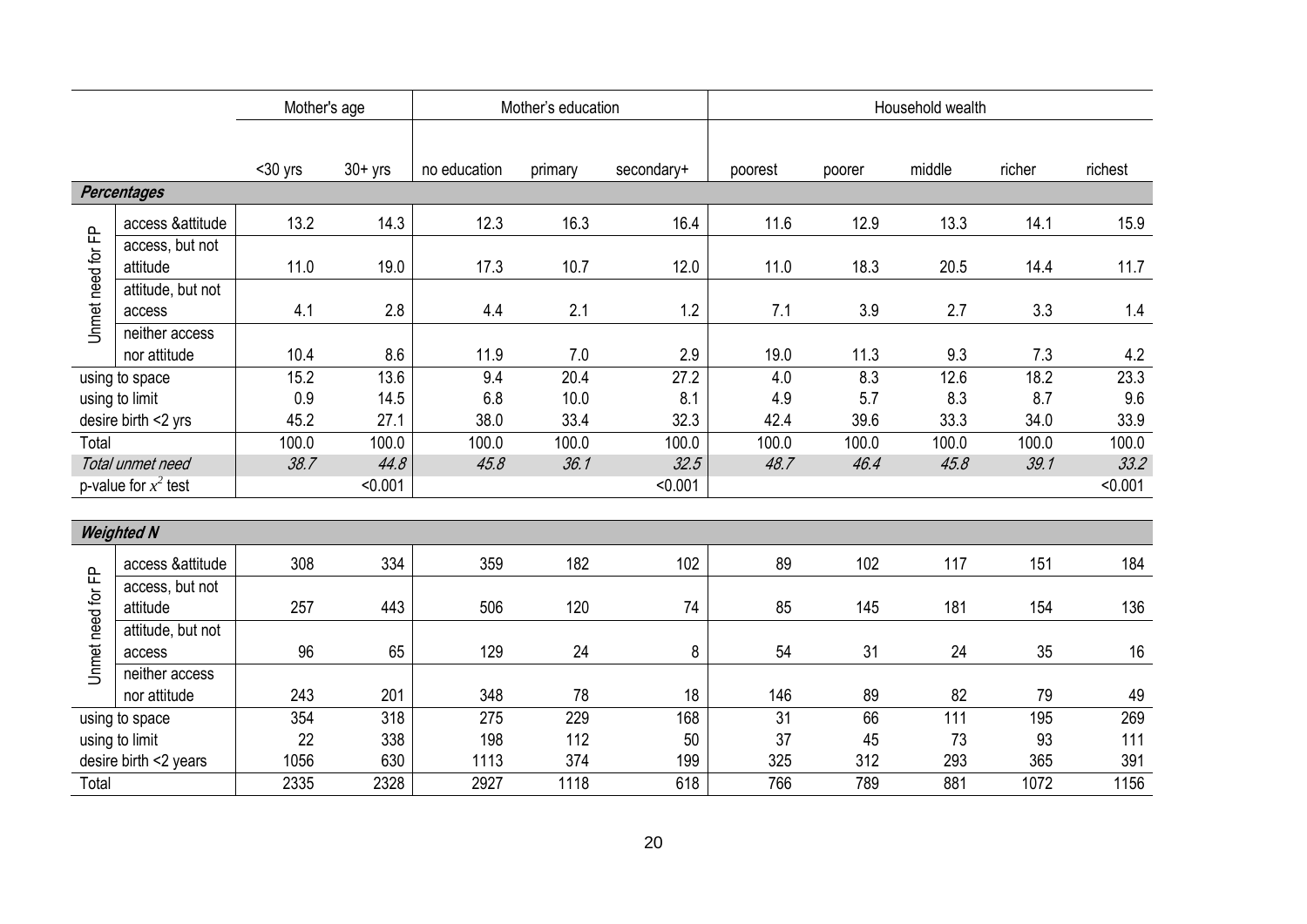| | | Mother's age | | Mother's education | | | Household wealth | | | | |
|---|---|---|---|---|---|---|---|---|---|---|---|
| | | <30 yrs | 30+ yrs | no education | primary | secondary+ | poorest | poorer | middle | richer | richest |
| ***Percentages*** | | | | | | | | | | | |
| Unmet need for FP | access &attitude | 13.2 | 14.3 | 12.3 | 16.3 | 16.4 | 11.6 | 12.9 | 13.3 | 14.1 | 15.9 |
| | access, but not attitude | 11.0 | 19.0 | 17.3 | 10.7 | 12.0 | 11.0 | 18.3 | 20.5 | 14.4 | 11.7 |
| | attitude, but not access | 4.1 | 2.8 | 4.4 | 2.1 | 1.2 | 7.1 | 3.9 | 2.7 | 3.3 | 1.4 |
| | neither access nor attitude | 10.4 | 8.6 | 11.9 | 7.0 | 2.9 | 19.0 | 11.3 | 9.3 | 7.3 | 4.2 |
| using to space | | 15.2 | 13.6 | 9.4 | 20.4 | 27.2 | 4.0 | 8.3 | 12.6 | 18.2 | 23.3 |
| using to limit | | 0.9 | 14.5 | 6.8 | 10.0 | 8.1 | 4.9 | 5.7 | 8.3 | 8.7 | 9.6 |
| desire birth <2 yrs | | 45.2 | 27.1 | 38.0 | 33.4 | 32.3 | 42.4 | 39.6 | 33.3 | 34.0 | 33.9 |
| Total | | 100.0 | 100.0 | 100.0 | 100.0 | 100.0 | 100.0 | 100.0 | 100.0 | 100.0 | 100.0 |
| *Total unmet need* | | *38.7* | *44.8* | *45.8* | *36.1* | *32.5* | *48.7* | *46.4* | *45.8* | *39.1* | *33.2* |
| p-value for $x^2$ test | | | <0.001 | | | <0.001 | | | | | <0.001 |
| ***Weighted N*** | | | | | | | | | | | |
| Unmet need for FP | access &attitude | 308 | 334 | 359 | 182 | 102 | 89 | 102 | 117 | 151 | 184 |
| | access, but not attitude | 257 | 443 | 506 | 120 | 74 | 85 | 145 | 181 | 154 | 136 |
| | attitude, but not access | 96 | 65 | 129 | 24 | 8 | 54 | 31 | 24 | 35 | 16 |
| | neither access nor attitude | 243 | 201 | 348 | 78 | 18 | 146 | 89 | 82 | 79 | 49 |
| using to space | | 354 | 318 | 275 | 229 | 168 | 31 | 66 | 111 | 195 | 269 |
| using to limit | | 22 | 338 | 198 | 112 | 50 | 37 | 45 | 73 | 93 | 111 |
| desire birth <2 years | | 1056 | 630 | 1113 | 374 | 199 | 325 | 312 | 293 | 365 | 391 |
| Total | | 2335 | 2328 | 2927 | 1118 | 618 | 766 | 789 | 881 | 1072 | 1156 |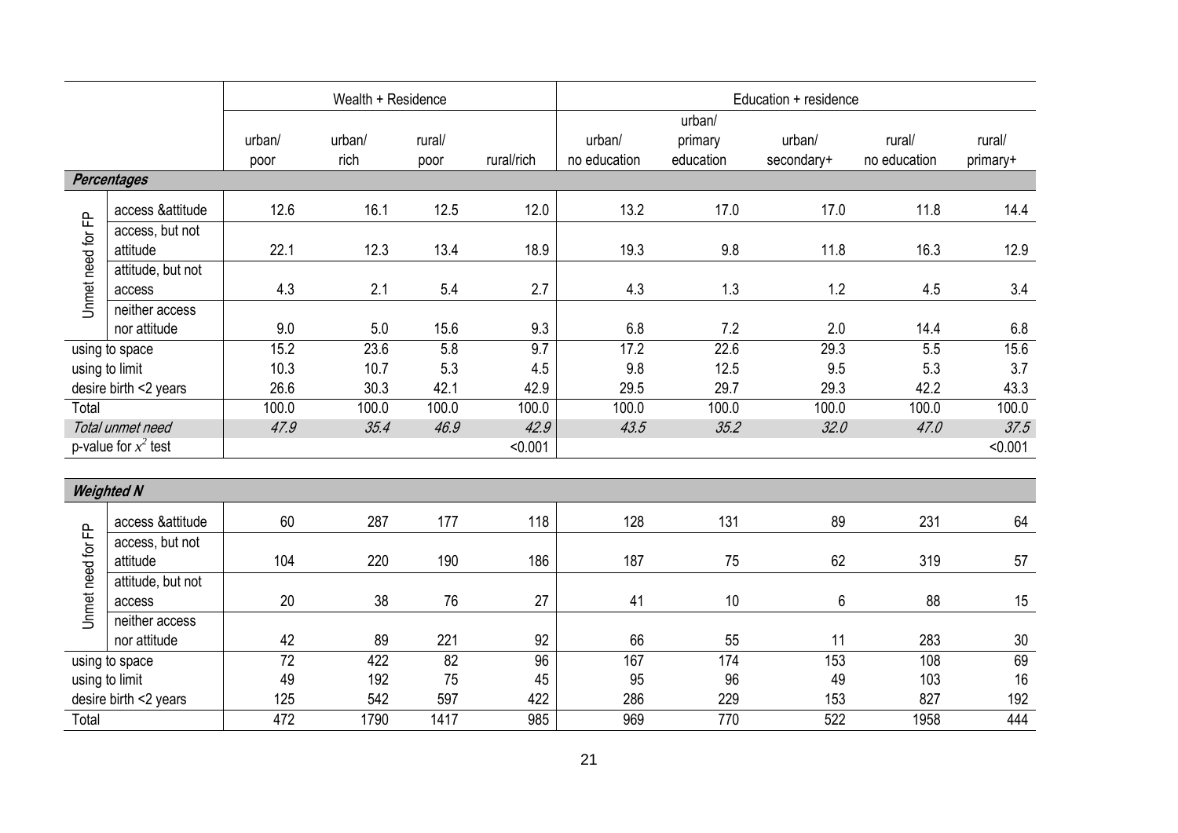| | | Wealth + Residence | | | | Education + residence | | | | |
|---|---|---|---|---|---|---|---|---|---|---|
| | | urban/ poor | urban/ rich | rural/ poor | rural/rich | urban/ no education | urban/ primary education | urban/ secondary+ | rural/ no education | rural/ primary+ |
| ***Percentages*** | | | | | | | | | | |
| Unmet need for FP | access &attitude | 12.6 | 16.1 | 12.5 | 12.0 | 13.2 | 17.0 | 17.0 | 11.8 | 14.4 |
| | access, but not attitude | 22.1 | 12.3 | 13.4 | 18.9 | 19.3 | 9.8 | 11.8 | 16.3 | 12.9 |
| | attitude, but not access | 4.3 | 2.1 | 5.4 | 2.7 | 4.3 | 1.3 | 1.2 | 4.5 | 3.4 |
| | neither access nor attitude | 9.0 | 5.0 | 15.6 | 9.3 | 6.8 | 7.2 | 2.0 | 14.4 | 6.8 |
| using to space | | 15.2 | 23.6 | 5.8 | 9.7 | 17.2 | 22.6 | 29.3 | 5.5 | 15.6 |
| using to limit | | 10.3 | 10.7 | 5.3 | 4.5 | 9.8 | 12.5 | 9.5 | 5.3 | 3.7 |
| desire birth <2 years | | 26.6 | 30.3 | 42.1 | 42.9 | 29.5 | 29.7 | 29.3 | 42.2 | 43.3 |
| Total | | 100.0 | 100.0 | 100.0 | 100.0 | 100.0 | 100.0 | 100.0 | 100.0 | 100.0 |
| *Total unmet need* | | *47.9* | *35.4* | *46.9* | *42.9* | *43.5* | *35.2* | *32.0* | *47.0* | *37.5* |
| p-value for $x^2$ test | | | | | <0.001 | | | | | <0.001 |
| ***Weighted N*** | | | | | | | | | | |
| Unmet need for FP | access &attitude | 60 | 287 | 177 | 118 | 128 | 131 | 89 | 231 | 64 |
| | access, but not attitude | 104 | 220 | 190 | 186 | 187 | 75 | 62 | 319 | 57 |
| | attitude, but not access | 20 | 38 | 76 | 27 | 41 | 10 | 6 | 88 | 15 |
| | neither access nor attitude | 42 | 89 | 221 | 92 | 66 | 55 | 11 | 283 | 30 |
| using to space | | 72 | 422 | 82 | 96 | 167 | 174 | 153 | 108 | 69 |
| using to limit | | 49 | 192 | 75 | 45 | 95 | 96 | 49 | 103 | 16 |
| desire birth <2 years | | 125 | 542 | 597 | 422 | 286 | 229 | 153 | 827 | 192 |
| Total | | 472 | 1790 | 1417 | 985 | 969 | 770 | 522 | 1958 | 444 |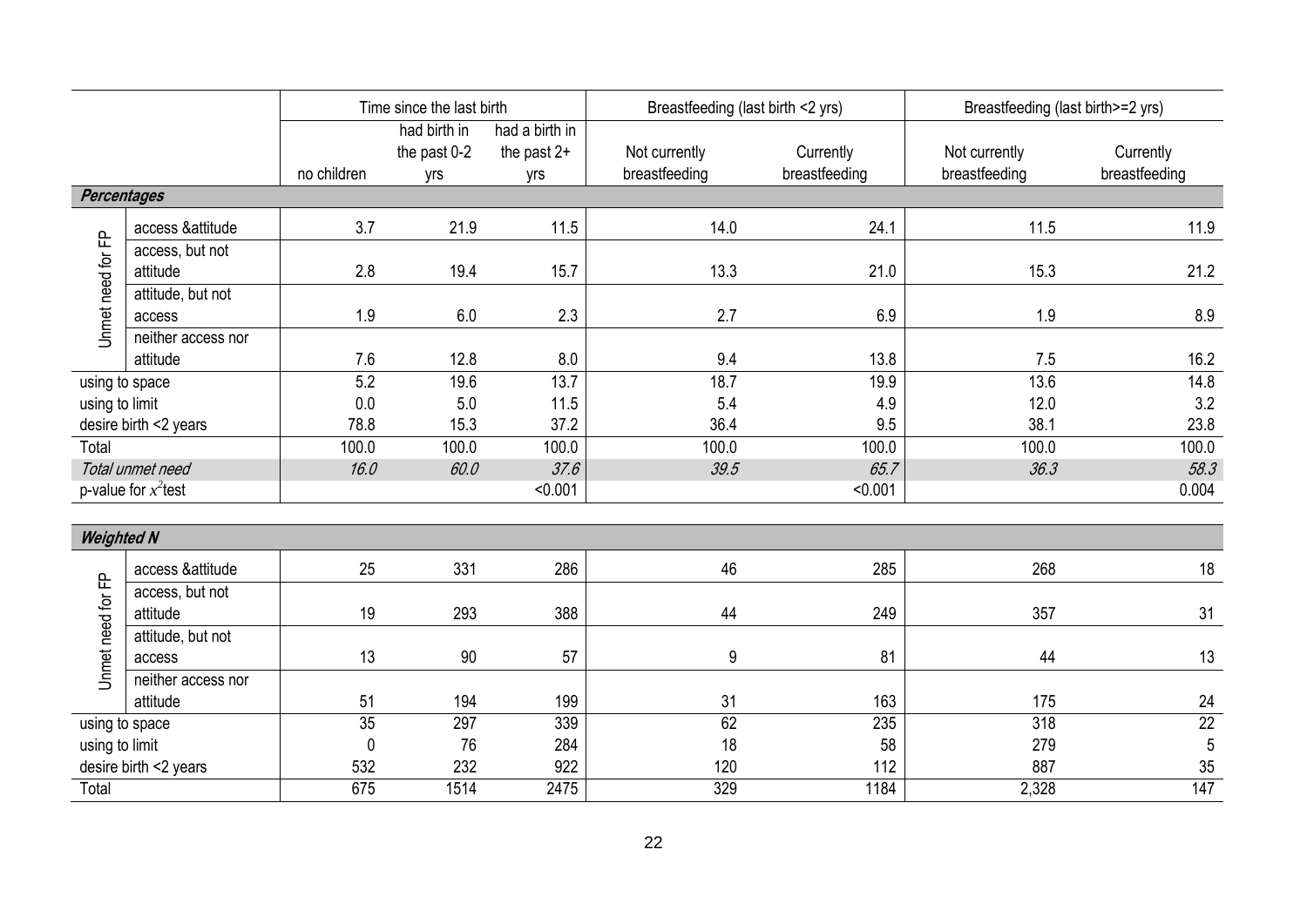| | | Time since the last birth | | | Breastfeeding (last birth <2 yrs) | | Breastfeeding (last birth>=2 yrs) | |
|---|---|---|---|---|---|---|---|---|
| | | no children | had birth in the past 0-2 yrs | had a birth in the past 2+ yrs | Not currently breastfeeding | Currently breastfeeding | Not currently breastfeeding | Currently breastfeeding |
| ***Percentages*** | | | | | | | | |
| Unmet need for FP | access &attitude | 3.7 | 21.9 | 11.5 | 14.0 | 24.1 | 11.5 | 11.9 |
| | access, but not attitude | 2.8 | 19.4 | 15.7 | 13.3 | 21.0 | 15.3 | 21.2 |
| | attitude, but not access | 1.9 | 6.0 | 2.3 | 2.7 | 6.9 | 1.9 | 8.9 |
| | neither access nor attitude | 7.6 | 12.8 | 8.0 | 9.4 | 13.8 | 7.5 | 16.2 |
| using to space | | 5.2 | 19.6 | 13.7 | 18.7 | 19.9 | 13.6 | 14.8 |
| using to limit | | 0.0 | 5.0 | 11.5 | 5.4 | 4.9 | 12.0 | 3.2 |
| desire birth <2 years | | 78.8 | 15.3 | 37.2 | 36.4 | 9.5 | 38.1 | 23.8 |
| Total | | 100.0 | 100.0 | 100.0 | 100.0 | 100.0 | 100.0 | 100.0 |
| *Total unmet need* | | *16.0* | *60.0* | *37.6* | *39.5* | *65.7* | *36.3* | *58.3* |
| p-value for $x^2$test | | | | <0.001 | | <0.001 | | 0.004 |
| ***Weighted N*** | | | | | | | | |
| Unmet need for FP | access &attitude | 25 | 331 | 286 | 46 | 285 | 268 | 18 |
| | access, but not attitude | 19 | 293 | 388 | 44 | 249 | 357 | 31 |
| | attitude, but not access | 13 | 90 | 57 | 9 | 81 | 44 | 13 |
| | neither access nor attitude | 51 | 194 | 199 | 31 | 163 | 175 | 24 |
| using to space | | 35 | 297 | 339 | 62 | 235 | 318 | 22 |
| using to limit | | 0 | 76 | 284 | 18 | 58 | 279 | 5 |
| desire birth <2 years | | 532 | 232 | 922 | 120 | 112 | 887 | 35 |
| Total | | 675 | 1514 | 2475 | 329 | 1184 | 2,328 | 147 |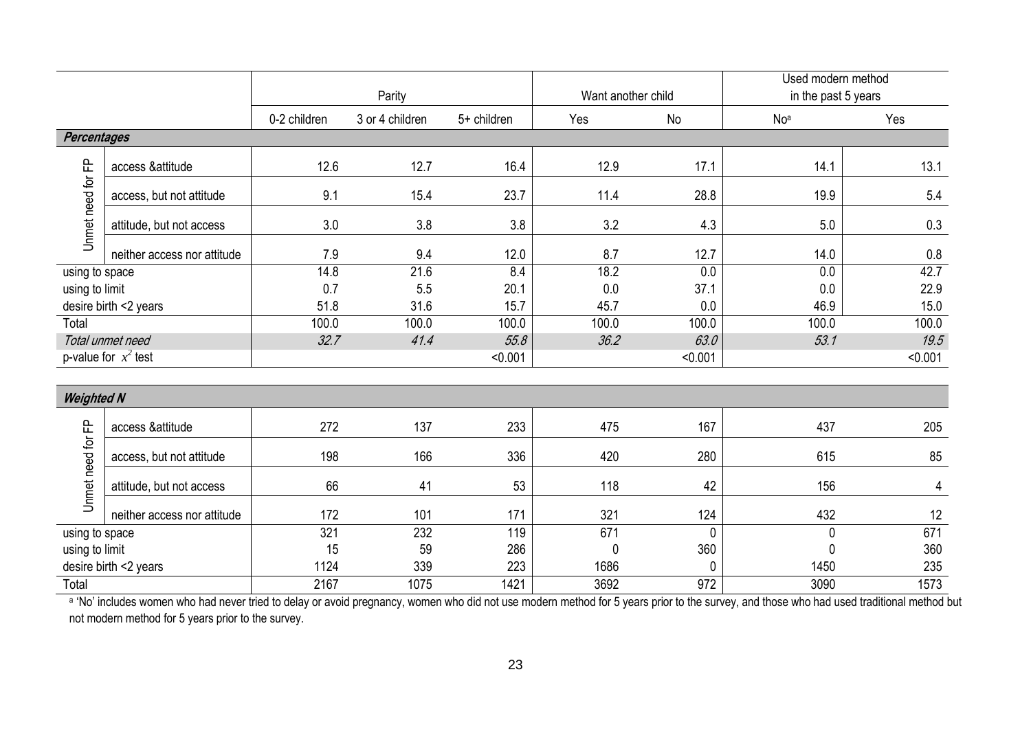| | | Parity | | | Want another child | | Used modern method in the past 5 years | |
|---|---|---|---|---|---|---|---|---|
| | | 0-2 children | 3 or 4 children | 5+ children | Yes | No | No[a] | Yes |
| ***Percentages*** | | | | | | | | |
| Unmet need for FP | access &attitude | 12.6 | 12.7 | 16.4 | 12.9 | 17.1 | 14.1 | 13.1 |
| | access, but not attitude | 9.1 | 15.4 | 23.7 | 11.4 | 28.8 | 19.9 | 5.4 |
| | attitude, but not access | 3.0 | 3.8 | 3.8 | 3.2 | 4.3 | 5.0 | 0.3 |
| | neither access nor attitude | 7.9 | 9.4 | 12.0 | 8.7 | 12.7 | 14.0 | 0.8 |
| using to space | | 14.8 | 21.6 | 8.4 | 18.2 | 0.0 | 0.0 | 42.7 |
| using to limit | | 0.7 | 5.5 | 20.1 | 0.0 | 37.1 | 0.0 | 22.9 |
| desire birth <2 years | | 51.8 | 31.6 | 15.7 | 45.7 | 0.0 | 46.9 | 15.0 |
| Total | | 100.0 | 100.0 | 100.0 | 100.0 | 100.0 | 100.0 | 100.0 |
| *Total unmet need* | | *32.7* | *41.4* | *55.8* | *36.2* | *63.0* | *53.1* | *19.5* |
| p-value for $x^2$ test | | | | <0.001 | | <0.001 | | <0.001 |
| ***Weighted N*** | | | | | | | | |
| Unmet need for FP | access &attitude | 272 | 137 | 233 | 475 | 167 | 437 | 205 |
| | access, but not attitude | 198 | 166 | 336 | 420 | 280 | 615 | 85 |
| | attitude, but not access | 66 | 41 | 53 | 118 | 42 | 156 | 4 |
| | neither access nor attitude | 172 | 101 | 171 | 321 | 124 | 432 | 12 |
| using to space | | 321 | 232 | 119 | 671 | 0 | 0 | 671 |
| using to limit | | 15 | 59 | 286 | 0 | 360 | 0 | 360 |
| desire birth <2 years | | 1124 | 339 | 223 | 1686 | 0 | 1450 | 235 |
| Total | | 2167 | 1075 | 1421 | 3692 | 972 | 3090 | 1573 |

[a] 'No' includes women who had never tried to delay or avoid pregnancy, women who did not use modern method for 5 years prior to the survey, and those who had used traditional method but not modern method for 5 years prior to the survey.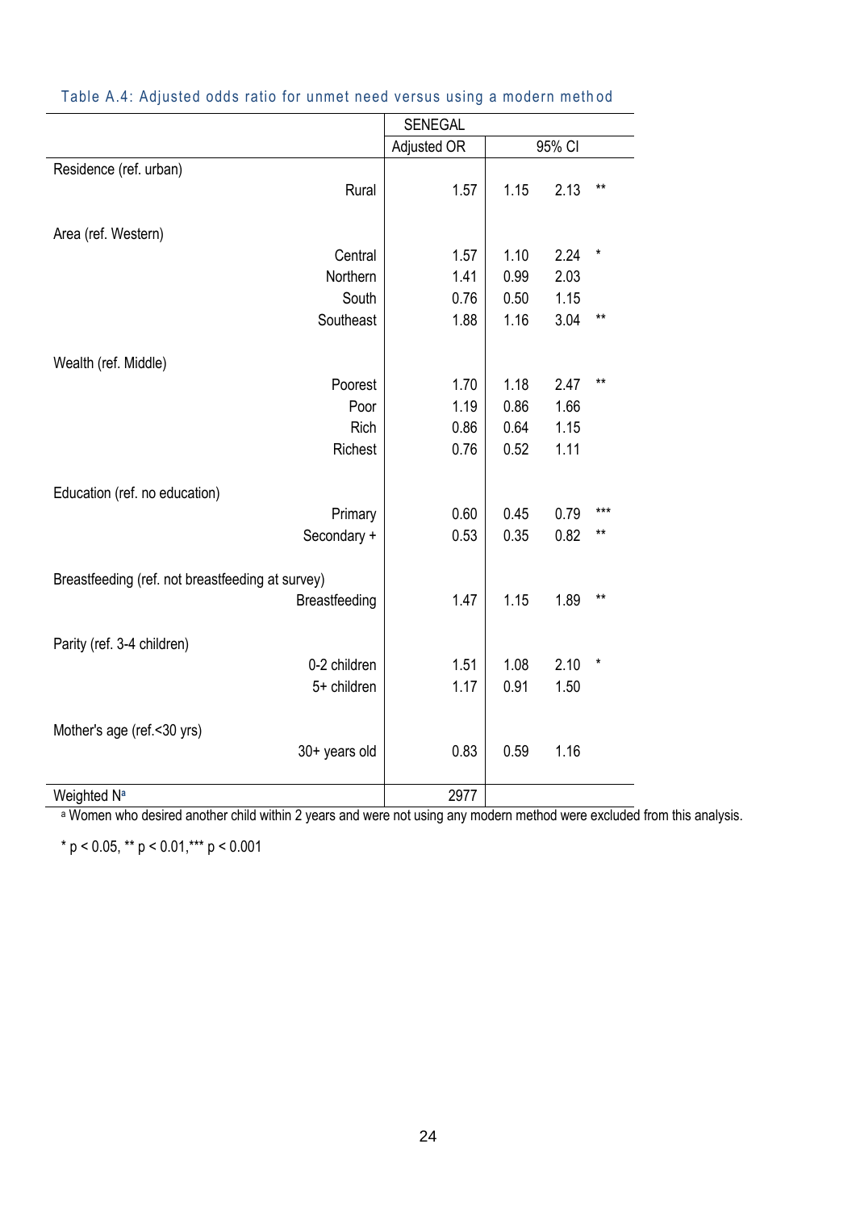Table A.4: Adjusted odds ratio for unmet need versus using a modern method

| | SENEGAL | | | |
|---|---|---|---|---|
| | Adjusted OR | 95% CI | | |
| **Residence (ref. urban)** | | | | |
| Rural | 1.57 | 1.15 | 2.13 | ** |
| **Area (ref. Western)** | | | | |
| Central | 1.57 | 1.10 | 2.24 | * |
| Northern | 1.41 | 0.99 | 2.03 | |
| South | 0.76 | 0.50 | 1.15 | |
| Southeast | 1.88 | 1.16 | 3.04 | ** |
| **Wealth (ref. Middle)** | | | | |
| Poorest | 1.70 | 1.18 | 2.47 | ** |
| Poor | 1.19 | 0.86 | 1.66 | |
| Rich | 0.86 | 0.64 | 1.15 | |
| Richest | 0.76 | 0.52 | 1.11 | |
| **Education (ref. no education)** | | | | |
| Primary | 0.60 | 0.45 | 0.79 | *** |
| Secondary + | 0.53 | 0.35 | 0.82 | ** |
| **Breastfeeding (ref. not breastfeeding at survey)** | | | | |
| Breastfeeding | 1.47 | 1.15 | 1.89 | ** |
| **Parity (ref. 3-4 children)** | | | | |
| 0-2 children | 1.51 | 1.08 | 2.10 | * |
| 5+ children | 1.17 | 0.91 | 1.50 | |
| **Mother's age (ref.<30 yrs)** | | | | |
| 30+ years old | 0.83 | 0.59 | 1.16 | |
| Weighted N[a] | 2977 | | | |

[a] Women who desired another child within 2 years and were not using any modern method were excluded from this analysis.

* $p < 0.05$, ** $p < 0.01$, *** $p < 0.001$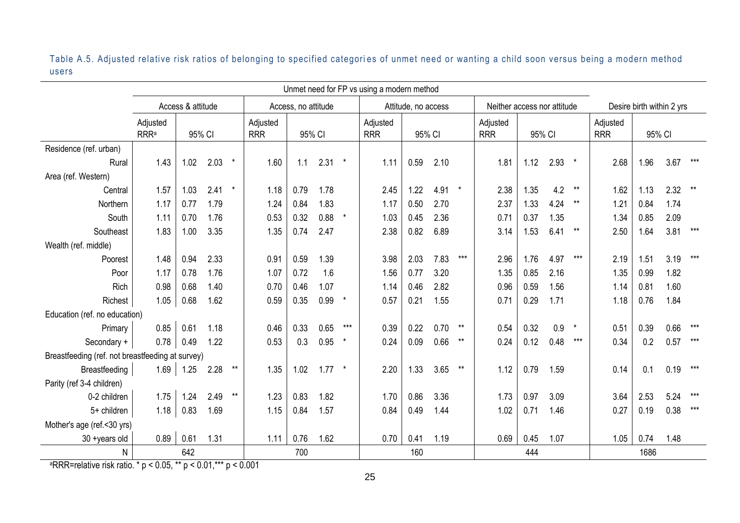Table A.5. Adjusted relative risk ratios of belonging to specified categories of unmet need or wanting a child soon versus being a modern method users

| | Unmet need for FP vs using a modern method | | | | | | | | | | | | | | | | | | | | | | | | |
|---|---|---|---|---|---|---|---|---|---|---|---|---|---|---|---|---|---|---|---|---|---|---|---|---|---|
| | Access & attitude | | | | | Access, no attitude | | | | | Attitude, no access | | | | | Neither access nor attitude | | | | | Desire birth within 2 yrs | | | | |
| | Adjusted RRR[a] | 95% CI | | | | Adjusted RRR | 95% CI | | | | Adjusted RRR | 95% CI | | | | Adjusted RRR | 95% CI | | | | Adjusted RRR | 95% CI | | | |
| Residence (ref. urban) | | | | | | | | | | | | | | | | | | | | | | | | | |
| Rural | 1.43 | 1.02 | 2.03 | * | | 1.60 | 1.1 | 2.31 | * | | 1.11 | 0.59 | 2.10 | | | 1.81 | 1.12 | 2.93 | * | | 2.68 | 1.96 | 3.67 | *** | |
| Area (ref. Western) | | | | | | | | | | | | | | | | | | | | | | | | | |
| Central | 1.57 | 1.03 | 2.41 | * | | 1.18 | 0.79 | 1.78 | | | 2.45 | 1.22 | 4.91 | * | | 2.38 | 1.35 | 4.2 | ** | | 1.62 | 1.13 | 2.32 | ** | |
| Northern | 1.17 | 0.77 | 1.79 | | | 1.24 | 0.84 | 1.83 | | | 1.17 | 0.50 | 2.70 | | | 2.37 | 1.33 | 4.24 | ** | | 1.21 | 0.84 | 1.74 | | |
| South | 1.11 | 0.70 | 1.76 | | | 0.53 | 0.32 | 0.88 | * | | 1.03 | 0.45 | 2.36 | | | 0.71 | 0.37 | 1.35 | | | 1.34 | 0.85 | 2.09 | | |
| Southeast | 1.83 | 1.00 | 3.35 | | | 1.35 | 0.74 | 2.47 | | | 2.38 | 0.82 | 6.89 | | | 3.14 | 1.53 | 6.41 | ** | | 2.50 | 1.64 | 3.81 | *** | |
| Wealth (ref. middle) | | | | | | | | | | | | | | | | | | | | | | | | | |
| Poorest | 1.48 | 0.94 | 2.33 | | | 0.91 | 0.59 | 1.39 | | | 3.98 | 2.03 | 7.83 | *** | | 2.96 | 1.76 | 4.97 | *** | | 2.19 | 1.51 | 3.19 | *** | |
| Poor | 1.17 | 0.78 | 1.76 | | | 1.07 | 0.72 | 1.6 | | | 1.56 | 0.77 | 3.20 | | | 1.35 | 0.85 | 2.16 | | | 1.35 | 0.99 | 1.82 | | |
| Rich | 0.98 | 0.68 | 1.40 | | | 0.70 | 0.46 | 1.07 | | | 1.14 | 0.46 | 2.82 | | | 0.96 | 0.59 | 1.56 | | | 1.14 | 0.81 | 1.60 | | |
| Richest | 1.05 | 0.68 | 1.62 | | | 0.59 | 0.35 | 0.99 | * | | 0.57 | 0.21 | 1.55 | | | 0.71 | 0.29 | 1.71 | | | 1.18 | 0.76 | 1.84 | | |
| Education (ref. no education) | | | | | | | | | | | | | | | | | | | | | | | | | |
| Primary | 0.85 | 0.61 | 1.18 | | | 0.46 | 0.33 | 0.65 | *** | | 0.39 | 0.22 | 0.70 | ** | | 0.54 | 0.32 | 0.9 | * | | 0.51 | 0.39 | 0.66 | *** | |
| Secondary + | 0.78 | 0.49 | 1.22 | | | 0.53 | 0.3 | 0.95 | * | | 0.24 | 0.09 | 0.66 | ** | | 0.24 | 0.12 | 0.48 | *** | | 0.34 | 0.2 | 0.57 | *** | |
| Breastfeeding (ref. not breastfeeding at survey) | | | | | | | | | | | | | | | | | | | | | | | | | |
| Breastfeeding | 1.69 | 1.25 | 2.28 | ** | | 1.35 | 1.02 | 1.77 | * | | 2.20 | 1.33 | 3.65 | ** | | 1.12 | 0.79 | 1.59 | | | 0.14 | 0.1 | 0.19 | *** | |
| Parity (ref 3-4 children) | | | | | | | | | | | | | | | | | | | | | | | | | |
| 0-2 children | 1.75 | 1.24 | 2.49 | ** | | 1.23 | 0.83 | 1.82 | | | 1.70 | 0.86 | 3.36 | | | 1.73 | 0.97 | 3.09 | | | 3.64 | 2.53 | 5.24 | *** | |
| 5+ children | 1.18 | 0.83 | 1.69 | | | 1.15 | 0.84 | 1.57 | | | 0.84 | 0.49 | 1.44 | | | 1.02 | 0.71 | 1.46 | | | 0.27 | 0.19 | 0.38 | *** | |
| Mother's age (ref.<30 yrs) | | | | | | | | | | | | | | | | | | | | | | | | | |
| 30 +years old | 0.89 | 0.61 | 1.31 | | | 1.11 | 0.76 | 1.62 | | | 0.70 | 0.41 | 1.19 | | | 0.69 | 0.45 | 1.07 | | | 1.05 | 0.74 | 1.48 | | |
| N | 642 | | | | | 700 | | | | | 160 | | | | | 444 | | | | | 1686 | | | | |

[a]RRR=relative risk ratio. * $p < 0.05$, ** $p < 0.01$,*** $p < 0.001$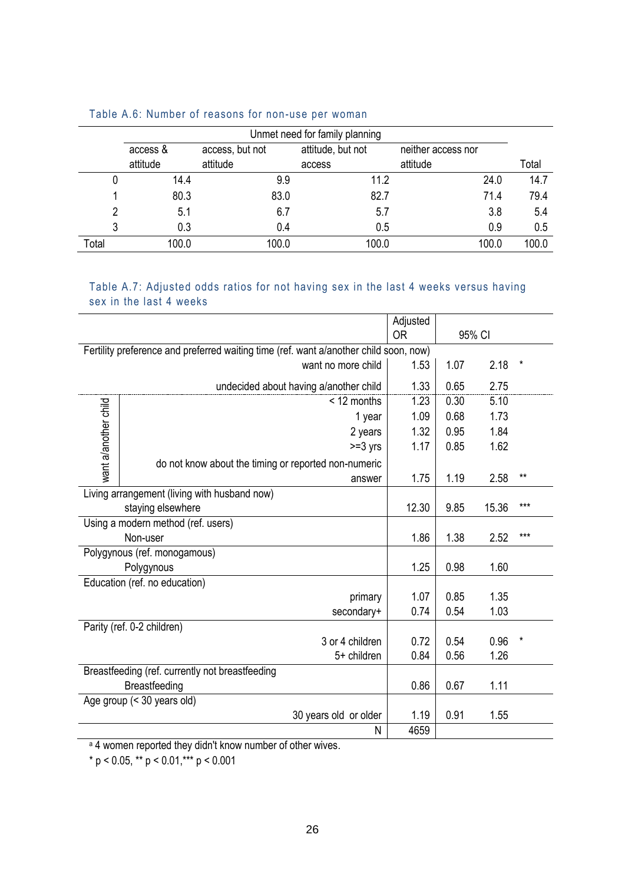### Table A.6: Number of reasons for non-use per woman

| | Unmet need for family planning | | | | |
|---|---|---|---|---|---|
| | access & attitude | access, but not attitude | attitude, but not access | neither access nor attitude | Total |
| 0 | 14.4 | 9.9 | 11.2 | 24.0 | 14.7 |
| 1 | 80.3 | 83.0 | 82.7 | 71.4 | 79.4 |
| 2 | 5.1 | 6.7 | 5.7 | 3.8 | 5.4 |
| 3 | 0.3 | 0.4 | 0.5 | 0.9 | 0.5 |
| Total | 100.0 | 100.0 | 100.0 | 100.0 | 100.0 |

### Table A.7: Adjusted odds ratios for not having sex in the last 4 weeks versus having sex in the last 4 weeks

| | | Adjusted OR | 95% CI | | |
|---|---|---|---|---|---|
| Fertility preference and preferred waiting time (ref. want a/another child soon, now) | | | | | |
| | want no more child | 1.53 | 1.07 | 2.18 | * |
| | undecided about having a/another child | 1.33 | 0.65 | 2.75 | |
| want a/another child | < 12 months | 1.23 | 0.30 | 5.10 | |
| | 1 year | 1.09 | 0.68 | 1.73 | |
| | 2 years | 1.32 | 0.95 | 1.84 | |
| | >=3 yrs | 1.17 | 0.85 | 1.62 | |
| | do not know about the timing or reported non-numeric answer | 1.75 | 1.19 | 2.58 | ** |
| Living arrangement (living with husband now) | | | | | |
| | staying elsewhere | 12.30 | 9.85 | 15.36 | *** |
| Using a modern method (ref. users) | | | | | |
| | Non-user | 1.86 | 1.38 | 2.52 | *** |
| Polygynous (ref. monogamous) | | | | | |
| | Polygynous | 1.25 | 0.98 | 1.60 | |
| Education (ref. no education) | | | | | |
| | primary | 1.07 | 0.85 | 1.35 | |
| | secondary+ | 0.74 | 0.54 | 1.03 | |
| Parity (ref. 0-2 children) | | | | | |
| | 3 or 4 children | 0.72 | 0.54 | 0.96 | * |
| | 5+ children | 0.84 | 0.56 | 1.26 | |
| Breastfeeding (ref. currently not breastfeeding | | | | | |
| | Breastfeeding | 0.86 | 0.67 | 1.11 | |
| Age group (< 30 years old) | | | | | |
| | 30 years old or older | 1.19 | 0.91 | 1.55 | |
| | N | 4659 | | | |

[a] 4 women reported they didn't know number of other wives.

* p < 0.05, ** p < 0.01,*** p < 0.001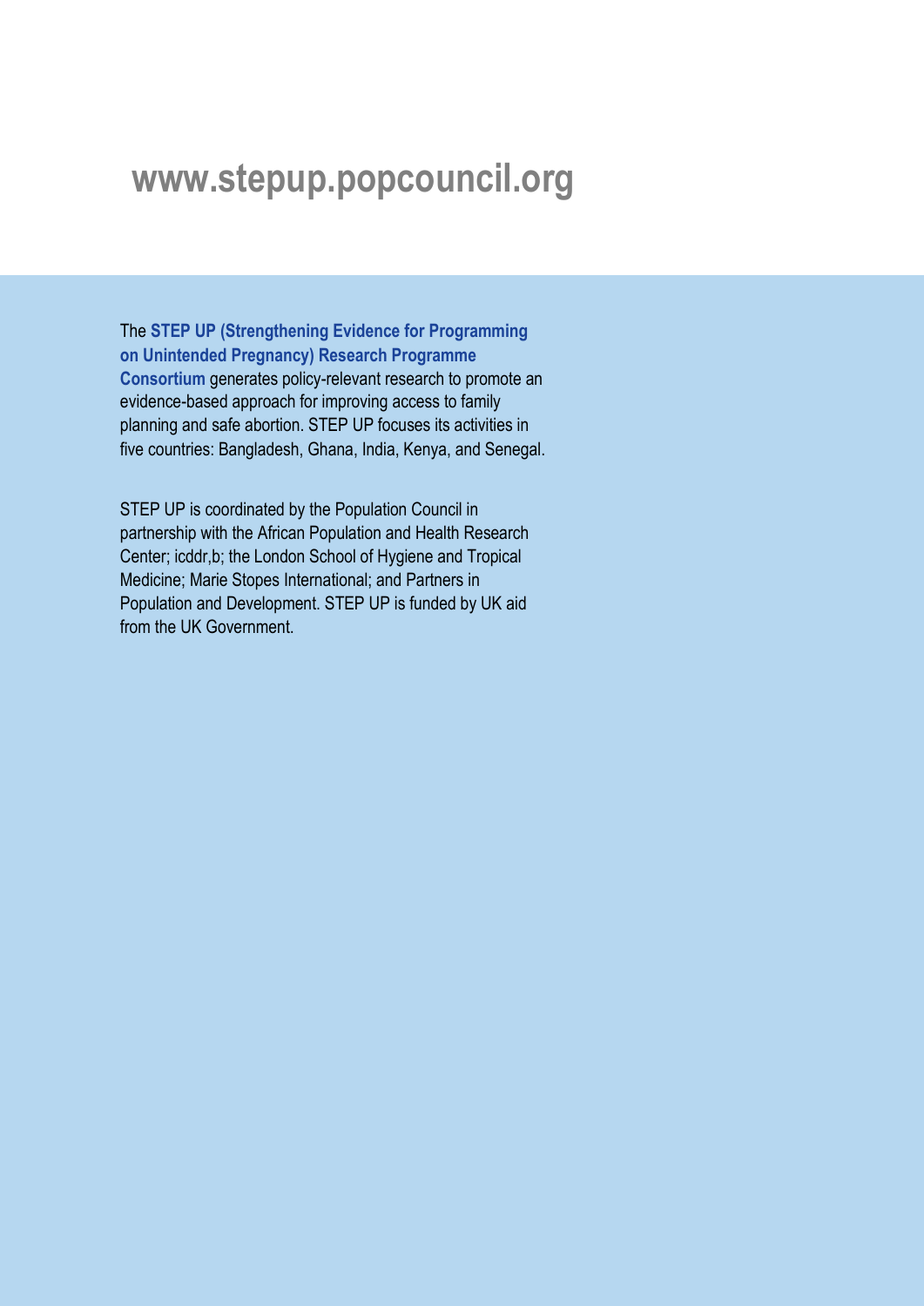www.stepup.popcouncil.org

The **STEP UP (Strengthening Evidence for Programming on Unintended Pregnancy) Research Programme Consortium** generates policy-relevant research to promote an evidence-based approach for improving access to family planning and safe abortion. STEP UP focuses its activities in five countries: Bangladesh, Ghana, India, Kenya, and Senegal.

STEP UP is coordinated by the Population Council in partnership with the African Population and Health Research Center; icddr,b; the London School of Hygiene and Tropical Medicine; Marie Stopes International; and Partners in Population and Development. STEP UP is funded by UK aid from the UK Government.